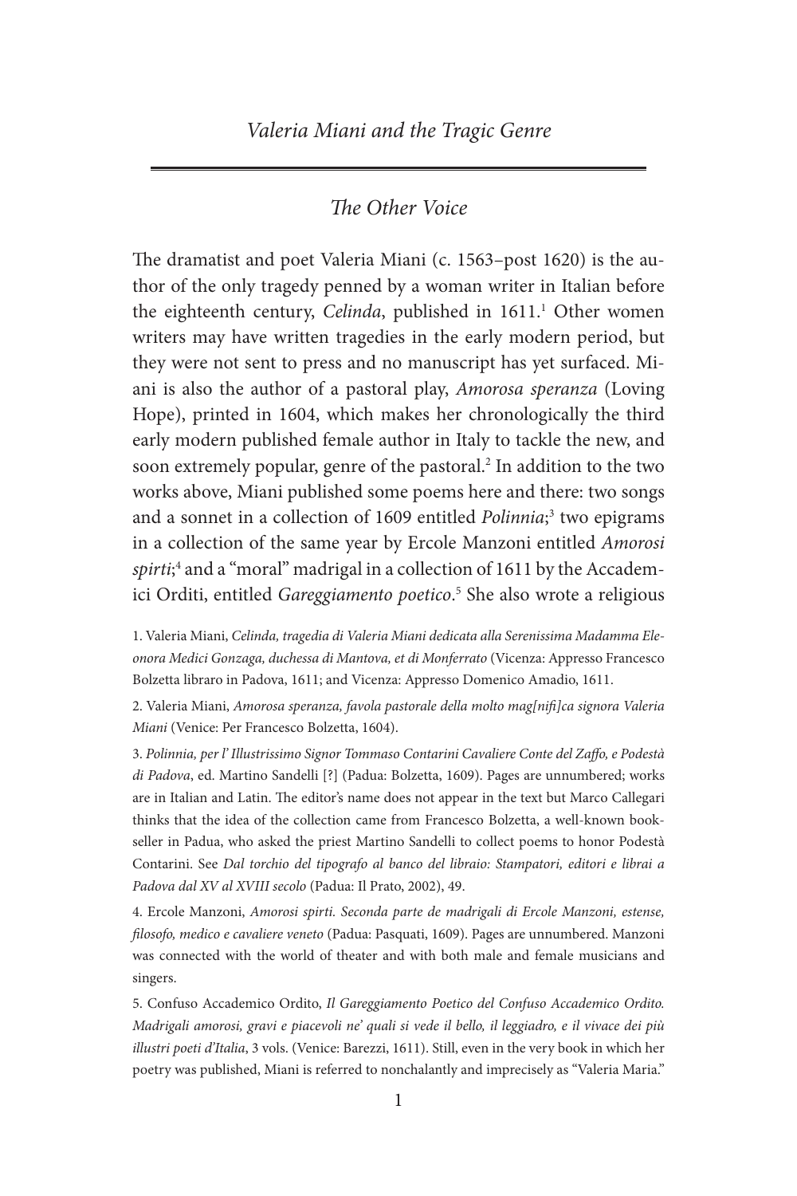# Valeria Miani and the Tragic Genre

## The Other Voice

The dramatist and poet Valeria Miani (c. 1563–post 1620) is the author of the only tragedy penned by a woman writer in Italian before the eighteenth century, *Celinda*, published in 1611.[1] Other women writers may have written tragedies in the early modern period, but they were not sent to press and no manuscript has yet surfaced. Miani is also the author of a pastoral play, *Amorosa speranza* (Loving Hope), printed in 1604, which makes her chronologically the third early modern published female author in Italy to tackle the new, and soon extremely popular, genre of the pastoral.[2] In addition to the two works above, Miani published some poems here and there: two songs and a sonnet in a collection of 1609 entitled *Polinnia*;[3] two epigrams in a collection of the same year by Ercole Manzoni entitled *Amorosi spirti*;[4] and a "moral" madrigal in a collection of 1611 by the Accademici Orditi, entitled *Gareggiamento poetico*.[5] She also wrote a religious

1. Valeria Miani, *Celinda, tragedia di Valeria Miani dedicata alla Serenissima Madamma Eleonora Medici Gonzaga, duchessa di Mantova, et di Monferrato* (Vicenza: Appresso Francesco Bolzetta libraro in Padova, 1611; and Vicenza: Appresso Domenico Amadio, 1611.

2. Valeria Miani, *Amorosa speranza, favola pastorale della molto mag[nifi]ca signora Valeria Miani* (Venice: Per Francesco Bolzetta, 1604).

3. *Polinnia, per l' Illustrissimo Signor Tommaso Contarini Cavaliere Conte del Zaffo, e Podestà di Padova*, ed. Martino Sandelli [?] (Padua: Bolzetta, 1609). Pages are unnumbered; works are in Italian and Latin. The editor's name does not appear in the text but Marco Callegari thinks that the idea of the collection came from Francesco Bolzetta, a well-known bookseller in Padua, who asked the priest Martino Sandelli to collect poems to honor Podestà Contarini. See *Dal torchio del tipografo al banco del libraio: Stampatori, editori e librai a Padova dal XV al XVIII secolo* (Padua: Il Prato, 2002), 49.

4. Ercole Manzoni, *Amorosi spirti. Seconda parte de madrigali di Ercole Manzoni, estense, filosofo, medico e cavaliere veneto* (Padua: Pasquati, 1609). Pages are unnumbered. Manzoni was connected with the world of theater and with both male and female musicians and singers.

5. Confuso Accademico Ordito, *Il Gareggiamento Poetico del Confuso Accademico Ordito. Madrigali amorosi, gravi e piacevoli ne' quali si vede il bello, il leggiadro, e il vivace dei più illustri poeti d'Italia*, 3 vols. (Venice: Barezzi, 1611). Still, even in the very book in which her poetry was published, Miani is referred to nonchalantly and imprecisely as "Valeria Maria."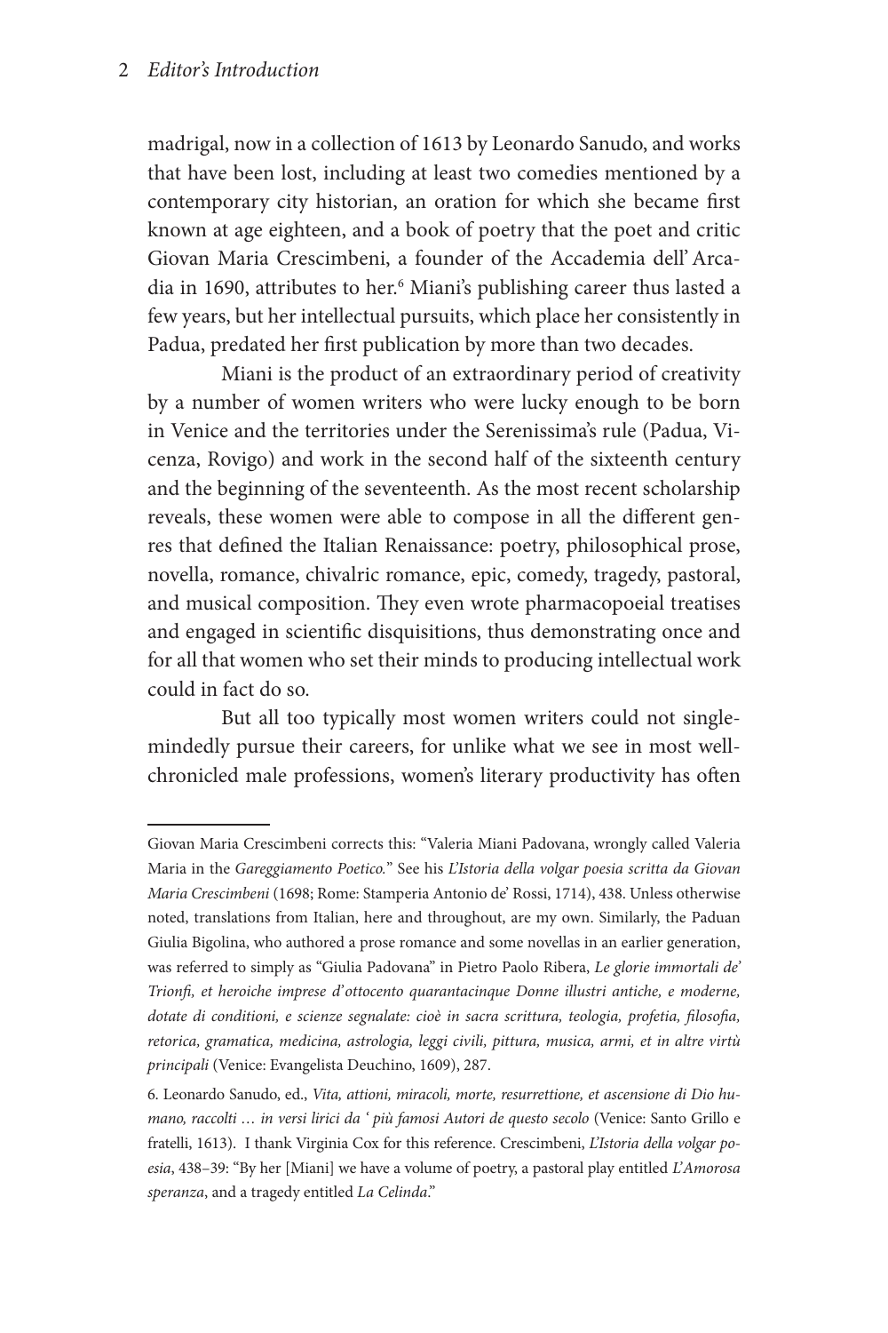madrigal, now in a collection of 1613 by Leonardo Sanudo, and works that have been lost, including at least two comedies mentioned by a contemporary city historian, an oration for which she became first known at age eighteen, and a book of poetry that the poet and critic Giovan Maria Crescimbeni, a founder of the Accademia dell' Arcadia in 1690, attributes to her.[6] Miani's publishing career thus lasted a few years, but her intellectual pursuits, which place her consistently in Padua, predated her first publication by more than two decades.

Miani is the product of an extraordinary period of creativity by a number of women writers who were lucky enough to be born in Venice and the territories under the Serenissima's rule (Padua, Vicenza, Rovigo) and work in the second half of the sixteenth century and the beginning of the seventeenth. As the most recent scholarship reveals, these women were able to compose in all the different genres that defined the Italian Renaissance: poetry, philosophical prose, novella, romance, chivalric romance, epic, comedy, tragedy, pastoral, and musical composition. They even wrote pharmacopoeial treatises and engaged in scientific disquisitions, thus demonstrating once and for all that women who set their minds to producing intellectual work could in fact do so.

But all too typically most women writers could not single-mindedly pursue their careers, for unlike what we see in most well-chronicled male professions, women's literary productivity has often

---

Giovan Maria Crescimbeni corrects this: "Valeria Miani Padovana, wrongly called Valeria Maria in the *Gareggiamento Poetico.*" See his *L'Istoria della volgar poesia scritta da Giovan Maria Crescimbeni* (1698; Rome: Stamperia Antonio de' Rossi, 1714), 438. Unless otherwise noted, translations from Italian, here and throughout, are my own. Similarly, the Paduan Giulia Bigolina, who authored a prose romance and some novellas in an earlier generation, was referred to simply as "Giulia Padovana" in Pietro Paolo Ribera, *Le glorie immortali de' Trionfi, et heroiche imprese d'ottocento quarantacinque Donne illustri antiche, e moderne, dotate di conditioni, e scienze segnalate: cioè in sacra scrittura, teologia, profetia, filosofia, retorica, gramatica, medicina, astrologia, leggi civili, pittura, musica, armi, et in altre virtù principali* (Venice: Evangelista Deuchino, 1609), 287.

6. Leonardo Sanudo, ed., *Vita, attioni, miracoli, morte, resurrettione, et ascensione di Dio humano, raccolti … in versi lirici da ' più famosi Autori de questo secolo* (Venice: Santo Grillo e fratelli, 1613). I thank Virginia Cox for this reference. Crescimbeni, *L'Istoria della volgar poesia*, 438–39: "By her [Miani] we have a volume of poetry, a pastoral play entitled *L'Amorosa speranza*, and a tragedy entitled *La Celinda*."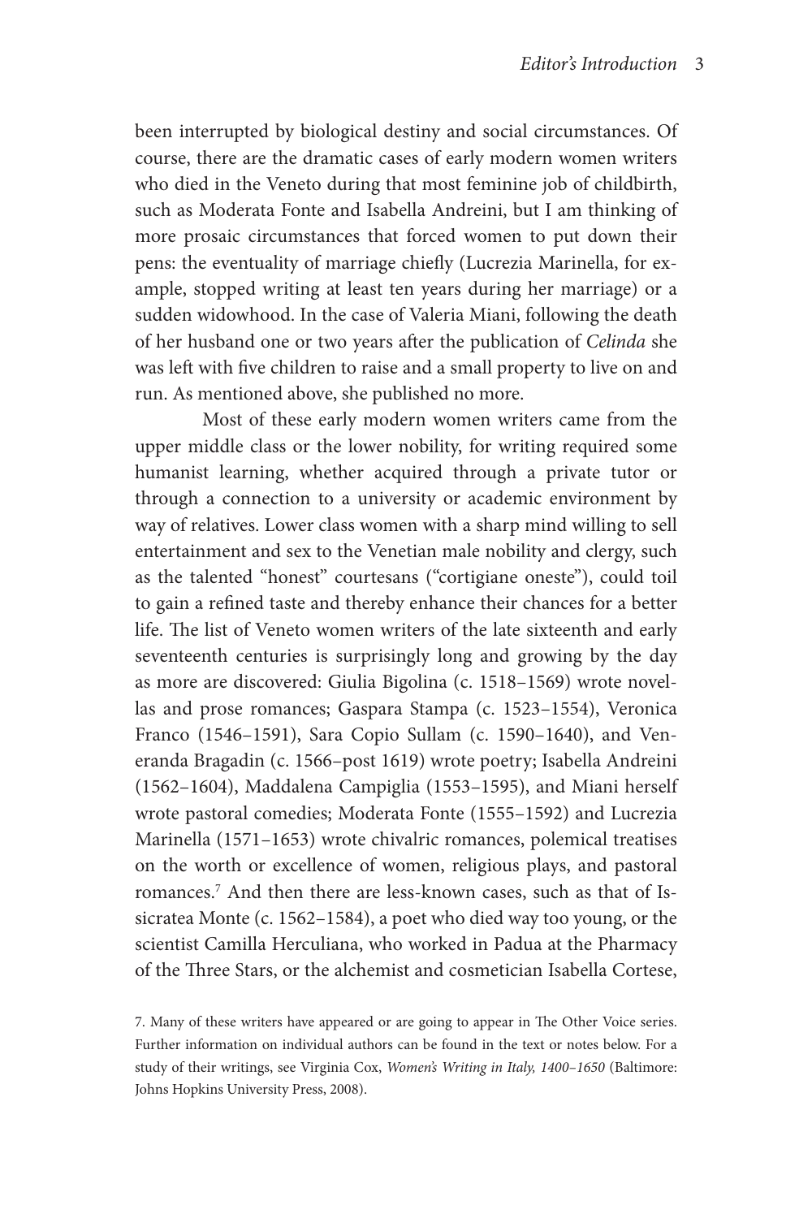been interrupted by biological destiny and social circumstances. Of course, there are the dramatic cases of early modern women writers who died in the Veneto during that most feminine job of childbirth, such as Moderata Fonte and Isabella Andreini, but I am thinking of more prosaic circumstances that forced women to put down their pens: the eventuality of marriage chiefly (Lucrezia Marinella, for example, stopped writing at least ten years during her marriage) or a sudden widowhood. In the case of Valeria Miani, following the death of her husband one or two years after the publication of *Celinda* she was left with five children to raise and a small property to live on and run. As mentioned above, she published no more.

Most of these early modern women writers came from the upper middle class or the lower nobility, for writing required some humanist learning, whether acquired through a private tutor or through a connection to a university or academic environment by way of relatives. Lower class women with a sharp mind willing to sell entertainment and sex to the Venetian male nobility and clergy, such as the talented "honest" courtesans ("cortigiane oneste"), could toil to gain a refined taste and thereby enhance their chances for a better life. The list of Veneto women writers of the late sixteenth and early seventeenth centuries is surprisingly long and growing by the day as more are discovered: Giulia Bigolina (c. 1518–1569) wrote novellas and prose romances; Gaspara Stampa (c. 1523–1554), Veronica Franco (1546–1591), Sara Copio Sullam (c. 1590–1640), and Veneranda Bragadin (c. 1566–post 1619) wrote poetry; Isabella Andreini (1562–1604), Maddalena Campiglia (1553–1595), and Miani herself wrote pastoral comedies; Moderata Fonte (1555–1592) and Lucrezia Marinella (1571–1653) wrote chivalric romances, polemical treatises on the worth or excellence of women, religious plays, and pastoral romances.[7] And then there are less-known cases, such as that of Issicratea Monte (c. 1562–1584), a poet who died way too young, or the scientist Camilla Herculiana, who worked in Padua at the Pharmacy of the Three Stars, or the alchemist and cosmetician Isabella Cortese,

7. Many of these writers have appeared or are going to appear in The Other Voice series. Further information on individual authors can be found in the text or notes below. For a study of their writings, see Virginia Cox, *Women's Writing in Italy, 1400–1650* (Baltimore: Johns Hopkins University Press, 2008).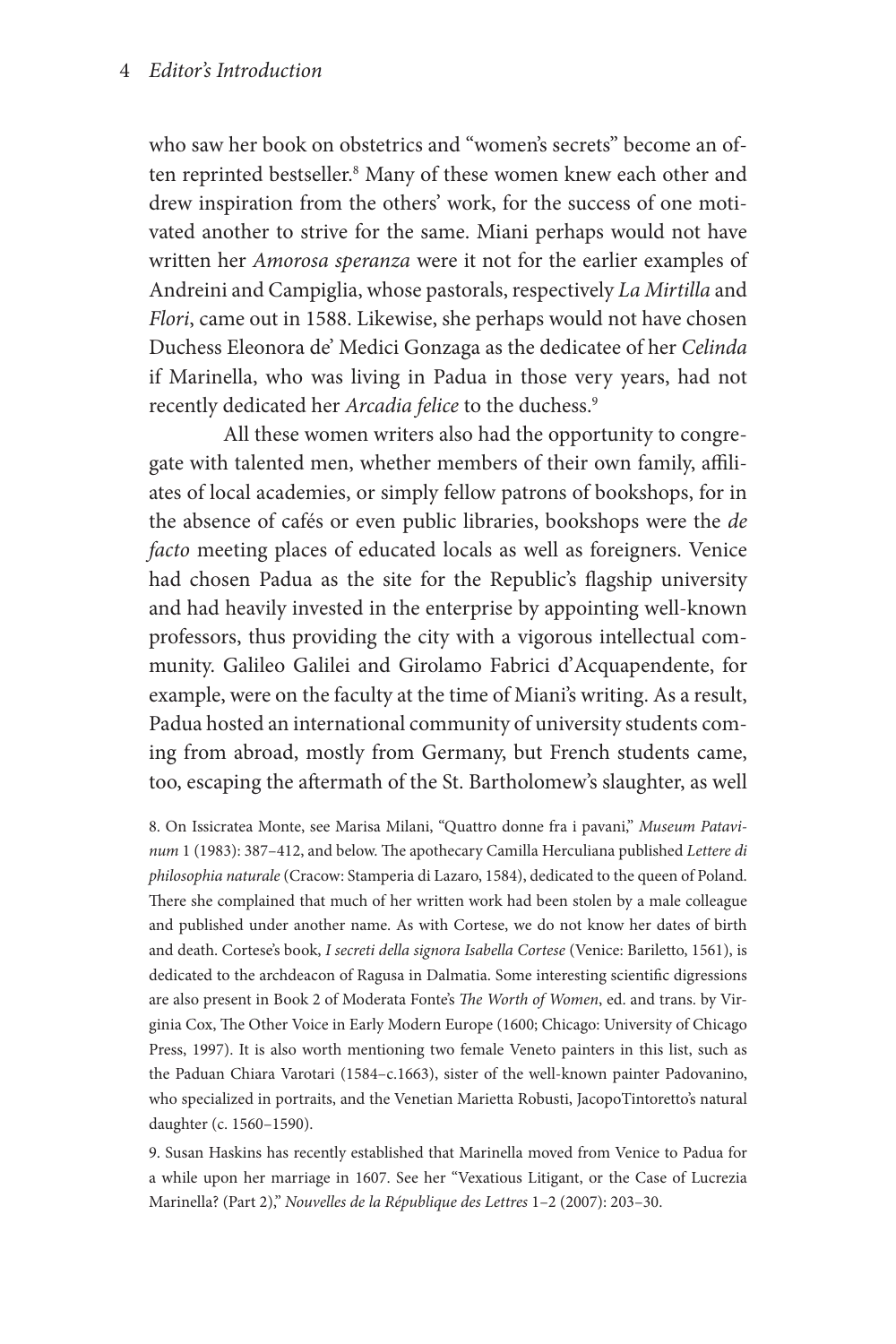who saw her book on obstetrics and "women's secrets" become an often reprinted bestseller.[8] Many of these women knew each other and drew inspiration from the others' work, for the success of one motivated another to strive for the same. Miani perhaps would not have written her *Amorosa speranza* were it not for the earlier examples of Andreini and Campiglia, whose pastorals, respectively *La Mirtilla* and *Flori*, came out in 1588. Likewise, she perhaps would not have chosen Duchess Eleonora de' Medici Gonzaga as the dedicatee of her *Celinda* if Marinella, who was living in Padua in those very years, had not recently dedicated her *Arcadia felice* to the duchess.[9]

All these women writers also had the opportunity to congregate with talented men, whether members of their own family, affiliates of local academies, or simply fellow patrons of bookshops, for in the absence of cafés or even public libraries, bookshops were the *de facto* meeting places of educated locals as well as foreigners. Venice had chosen Padua as the site for the Republic's flagship university and had heavily invested in the enterprise by appointing well-known professors, thus providing the city with a vigorous intellectual community. Galileo Galilei and Girolamo Fabrici d'Acquapendente, for example, were on the faculty at the time of Miani's writing. As a result, Padua hosted an international community of university students coming from abroad, mostly from Germany, but French students came, too, escaping the aftermath of the St. Bartholomew's slaughter, as well

8. On Issicratea Monte, see Marisa Milani, "Quattro donne fra i pavani," *Museum Patavinum* 1 (1983): 387–412, and below. The apothecary Camilla Herculiana published *Lettere di philosophia naturale* (Cracow: Stamperia di Lazaro, 1584), dedicated to the queen of Poland. There she complained that much of her written work had been stolen by a male colleague and published under another name. As with Cortese, we do not know her dates of birth and death. Cortese's book, *I secreti della signora Isabella Cortese* (Venice: Bariletto, 1561), is dedicated to the archdeacon of Ragusa in Dalmatia. Some interesting scientific digressions are also present in Book 2 of Moderata Fonte's *The Worth of Women*, ed. and trans. by Virginia Cox, The Other Voice in Early Modern Europe (1600; Chicago: University of Chicago Press, 1997). It is also worth mentioning two female Veneto painters in this list, such as the Paduan Chiara Varotari (1584–c.1663), sister of the well-known painter Padovanino, who specialized in portraits, and the Venetian Marietta Robusti, JacopoTintoretto's natural daughter (c. 1560–1590).

9. Susan Haskins has recently established that Marinella moved from Venice to Padua for a while upon her marriage in 1607. See her "Vexatious Litigant, or the Case of Lucrezia Marinella? (Part 2)," *Nouvelles de la République des Lettres* 1–2 (2007): 203–30.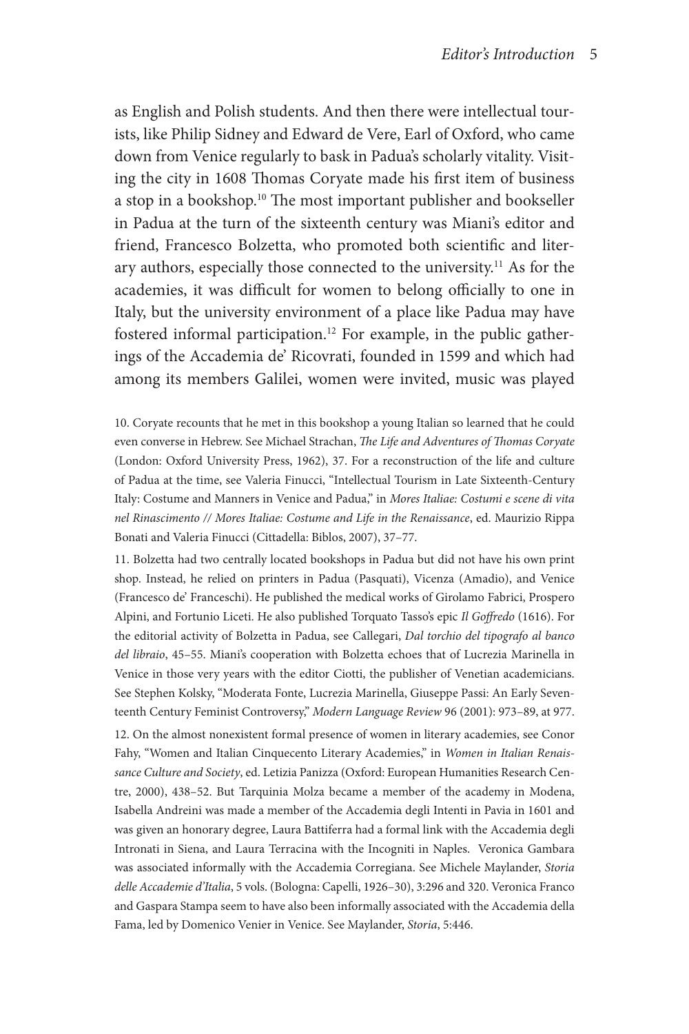as English and Polish students. And then there were intellectual tourists, like Philip Sidney and Edward de Vere, Earl of Oxford, who came down from Venice regularly to bask in Padua's scholarly vitality. Visiting the city in 1608 Thomas Coryate made his first item of business a stop in a bookshop.[10] The most important publisher and bookseller in Padua at the turn of the sixteenth century was Miani's editor and friend, Francesco Bolzetta, who promoted both scientific and literary authors, especially those connected to the university.[11] As for the academies, it was difficult for women to belong officially to one in Italy, but the university environment of a place like Padua may have fostered informal participation.[12] For example, in the public gatherings of the Accademia de' Ricovrati, founded in 1599 and which had among its members Galilei, women were invited, music was played

10. Coryate recounts that he met in this bookshop a young Italian so learned that he could even converse in Hebrew. See Michael Strachan, *The Life and Adventures of Thomas Coryate* (London: Oxford University Press, 1962), 37. For a reconstruction of the life and culture of Padua at the time, see Valeria Finucci, "Intellectual Tourism in Late Sixteenth-Century Italy: Costume and Manners in Venice and Padua," in *Mores Italiae: Costumi e scene di vita nel Rinascimento // Mores Italiae: Costume and Life in the Renaissance*, ed. Maurizio Rippa Bonati and Valeria Finucci (Cittadella: Biblos, 2007), 37–77.

11. Bolzetta had two centrally located bookshops in Padua but did not have his own print shop. Instead, he relied on printers in Padua (Pasquati), Vicenza (Amadio), and Venice (Francesco de' Franceschi). He published the medical works of Girolamo Fabrici, Prospero Alpini, and Fortunio Liceti. He also published Torquato Tasso's epic *Il Goffredo* (1616). For the editorial activity of Bolzetta in Padua, see Callegari, *Dal torchio del tipografo al banco del libraio*, 45–55. Miani's cooperation with Bolzetta echoes that of Lucrezia Marinella in Venice in those very years with the editor Ciotti, the publisher of Venetian academicians. See Stephen Kolsky, "Moderata Fonte, Lucrezia Marinella, Giuseppe Passi: An Early Seventeenth Century Feminist Controversy," *Modern Language Review* 96 (2001): 973–89, at 977.

12. On the almost nonexistent formal presence of women in literary academies, see Conor Fahy, "Women and Italian Cinquecento Literary Academies," in *Women in Italian Renaissance Culture and Society*, ed. Letizia Panizza (Oxford: European Humanities Research Centre, 2000), 438–52. But Tarquinia Molza became a member of the academy in Modena, Isabella Andreini was made a member of the Accademia degli Intenti in Pavia in 1601 and was given an honorary degree, Laura Battiferra had a formal link with the Accademia degli Intronati in Siena, and Laura Terracina with the Incogniti in Naples. Veronica Gambara was associated informally with the Accademia Correggiana. See Michele Maylander, *Storia delle Accademie d'Italia*, 5 vols. (Bologna: Capelli, 1926–30), 3:296 and 320. Veronica Franco and Gaspara Stampa seem to have also been informally associated with the Accademia della Fama, led by Domenico Venier in Venice. See Maylander, *Storia*, 5:446.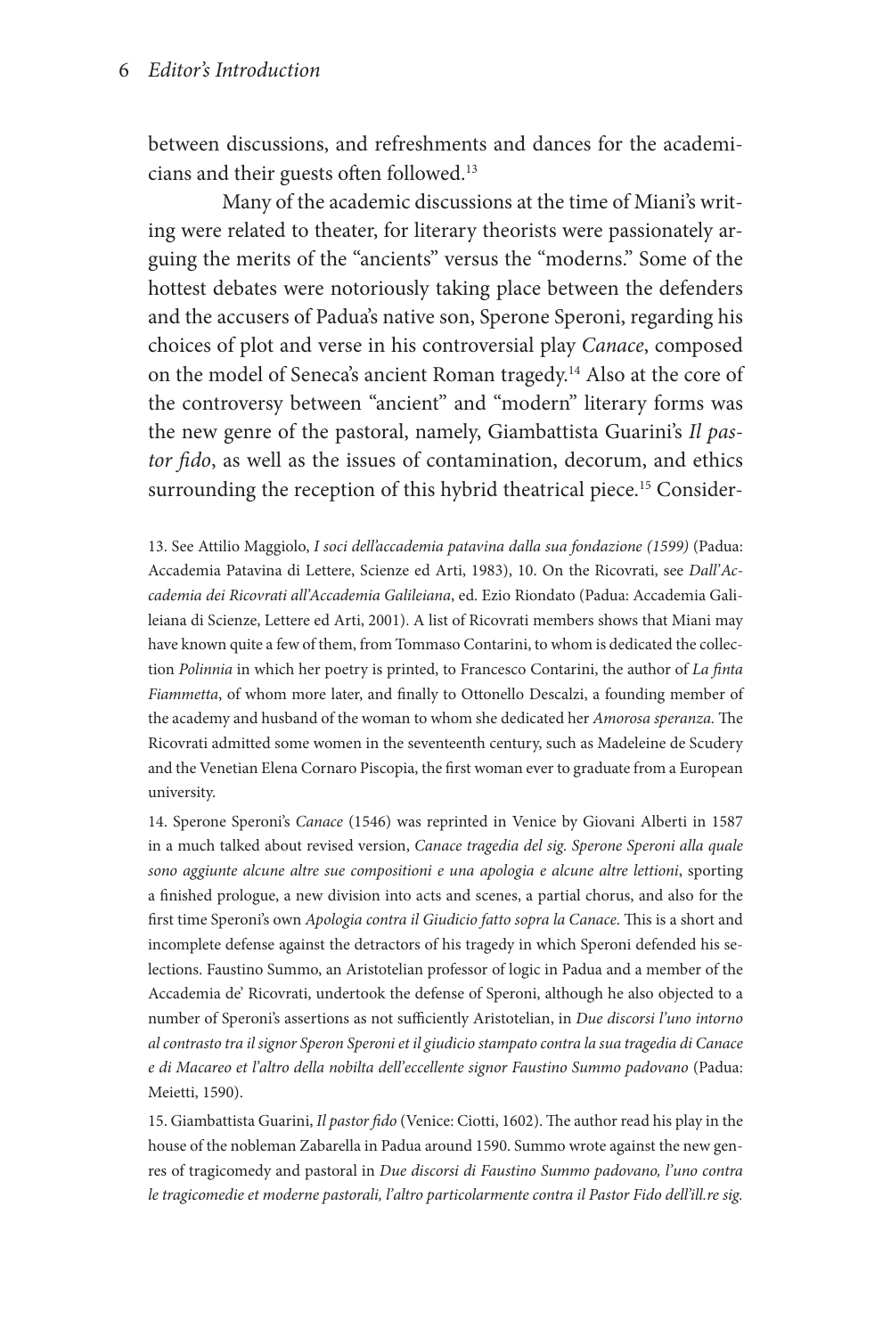between discussions, and refreshments and dances for the academicians and their guests often followed.[13]

Many of the academic discussions at the time of Miani's writing were related to theater, for literary theorists were passionately arguing the merits of the "ancients" versus the "moderns." Some of the hottest debates were notoriously taking place between the defenders and the accusers of Padua's native son, Sperone Speroni, regarding his choices of plot and verse in his controversial play *Canace*, composed on the model of Seneca's ancient Roman tragedy.[14] Also at the core of the controversy between "ancient" and "modern" literary forms was the new genre of the pastoral, namely, Giambattista Guarini's *Il pastor fido*, as well as the issues of contamination, decorum, and ethics surrounding the reception of this hybrid theatrical piece.[15] Consider-

13. See Attilio Maggiolo, *I soci dell'accademia patavina dalla sua fondazione (1599)* (Padua: Accademia Patavina di Lettere, Scienze ed Arti, 1983), 10. On the Ricovrati, see *Dall'Accademia dei Ricovrati all'Accademia Galileiana*, ed. Ezio Riondato (Padua: Accademia Galileiana di Scienze, Lettere ed Arti, 2001). A list of Ricovrati members shows that Miani may have known quite a few of them, from Tommaso Contarini, to whom is dedicated the collection *Polinnia* in which her poetry is printed, to Francesco Contarini, the author of *La finta Fiammetta*, of whom more later, and finally to Ottonello Descalzi, a founding member of the academy and husband of the woman to whom she dedicated her *Amorosa speranza.* The Ricovrati admitted some women in the seventeenth century, such as Madeleine de Scudery and the Venetian Elena Cornaro Piscopia, the first woman ever to graduate from a European university.

14. Sperone Speroni's *Canace* (1546) was reprinted in Venice by Giovani Alberti in 1587 in a much talked about revised version, *Canace tragedia del sig. Sperone Speroni alla quale sono aggiunte alcune altre sue compositioni e una apologia e alcune altre lettioni*, sporting a finished prologue, a new division into acts and scenes, a partial chorus, and also for the first time Speroni's own *Apologia contra il Giudicio fatto sopra la Canace*. This is a short and incomplete defense against the detractors of his tragedy in which Speroni defended his selections. Faustino Summo, an Aristotelian professor of logic in Padua and a member of the Accademia de' Ricovrati, undertook the defense of Speroni, although he also objected to a number of Speroni's assertions as not sufficiently Aristotelian, in *Due discorsi l'uno intorno al contrasto tra il signor Speron Speroni et il giudicio stampato contra la sua tragedia di Canace e di Macareo et l'altro della nobilta dell'eccellente signor Faustino Summo padovano* (Padua: Meietti, 1590).

15. Giambattista Guarini, *Il pastor fido* (Venice: Ciotti, 1602). The author read his play in the house of the nobleman Zabarella in Padua around 1590. Summo wrote against the new genres of tragicomedy and pastoral in *Due discorsi di Faustino Summo padovano, l'uno contra le tragicomedie et moderne pastorali, l'altro particolarmente contra il Pastor Fido dell'ill.re sig.*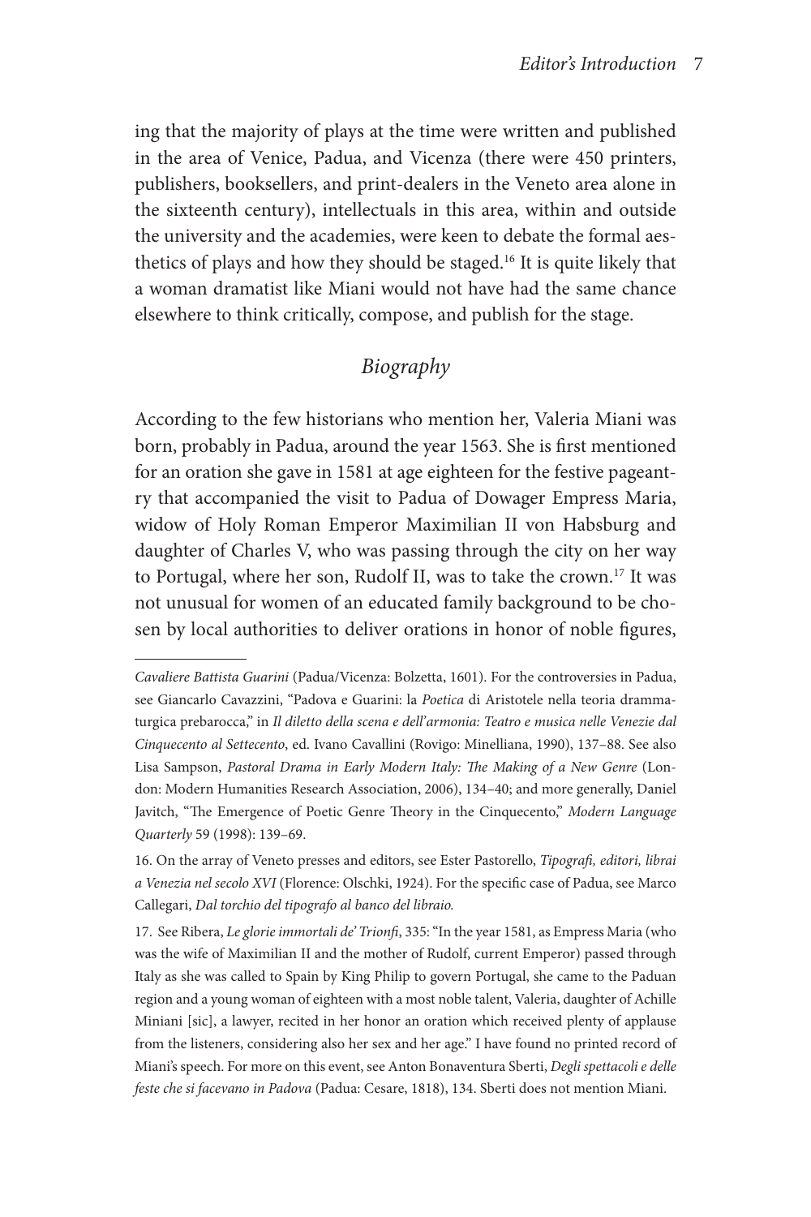ing that the majority of plays at the time were written and published in the area of Venice, Padua, and Vicenza (there were 450 printers, publishers, booksellers, and print-dealers in the Veneto area alone in the sixteenth century), intellectuals in this area, within and outside the university and the academies, were keen to debate the formal aesthetics of plays and how they should be staged.[16] It is quite likely that a woman dramatist like Miani would not have had the same chance elsewhere to think critically, compose, and publish for the stage.

## *Biography*

According to the few historians who mention her, Valeria Miani was born, probably in Padua, around the year 1563. She is first mentioned for an oration she gave in 1581 at age eighteen for the festive pageantry that accompanied the visit to Padua of Dowager Empress Maria, widow of Holy Roman Emperor Maximilian II von Habsburg and daughter of Charles V, who was passing through the city on her way to Portugal, where her son, Rudolf II, was to take the crown.[17] It was not unusual for women of an educated family background to be chosen by local authorities to deliver orations in honor of noble figures,

---

*Cavaliere Battista Guarini* (Padua/Vicenza: Bolzetta, 1601). For the controversies in Padua, see Giancarlo Cavazzini, "Padova e Guarini: la *Poetica* di Aristotele nella teoria drammaturgica prebarocca," in *Il diletto della scena e dell'armonia: Teatro e musica nelle Venezie dal Cinquecento al Settecento*, ed. Ivano Cavallini (Rovigo: Minelliana, 1990), 137–88. See also Lisa Sampson, *Pastoral Drama in Early Modern Italy: The Making of a New Genre* (London: Modern Humanities Research Association, 2006), 134–40; and more generally, Daniel Javitch, "The Emergence of Poetic Genre Theory in the Cinquecento," *Modern Language Quarterly* 59 (1998): 139–69.

16. On the array of Veneto presses and editors, see Ester Pastorello, *Tipografi, editori, librai a Venezia nel secolo XVI* (Florence: Olschki, 1924). For the specific case of Padua, see Marco Callegari, *Dal torchio del tipografo al banco del libraio.*

17. See Ribera, *Le glorie immortali de' Trionfi*, 335: "In the year 1581, as Empress Maria (who was the wife of Maximilian II and the mother of Rudolf, current Emperor) passed through Italy as she was called to Spain by King Philip to govern Portugal, she came to the Paduan region and a young woman of eighteen with a most noble talent, Valeria, daughter of Achille Miniani [sic], a lawyer, recited in her honor an oration which received plenty of applause from the listeners, considering also her sex and her age." I have found no printed record of Miani's speech. For more on this event, see Anton Bonaventura Sberti, *Degli spettacoli e delle feste che si facevano in Padova* (Padua: Cesare, 1818), 134. Sberti does not mention Miani.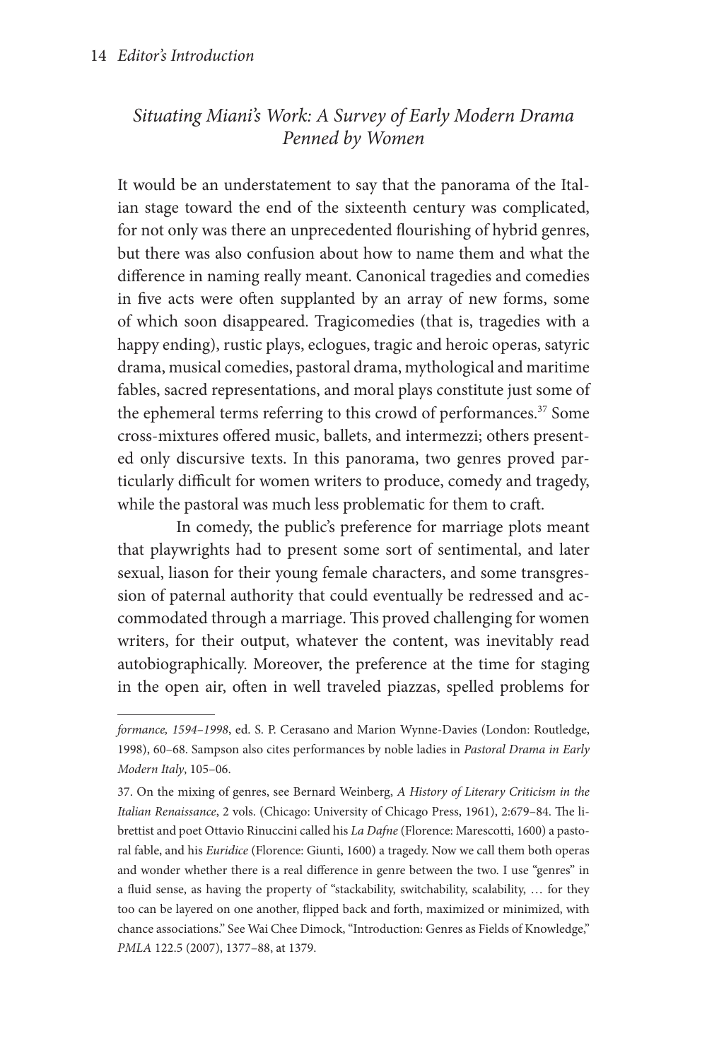## *Situating Miani's Work: A Survey of Early Modern Drama Penned by Women*

It would be an understatement to say that the panorama of the Italian stage toward the end of the sixteenth century was complicated, for not only was there an unprecedented flourishing of hybrid genres, but there was also confusion about how to name them and what the difference in naming really meant. Canonical tragedies and comedies in five acts were often supplanted by an array of new forms, some of which soon disappeared. Tragicomedies (that is, tragedies with a happy ending), rustic plays, eclogues, tragic and heroic operas, satyric drama, musical comedies, pastoral drama, mythological and maritime fables, sacred representations, and moral plays constitute just some of the ephemeral terms referring to this crowd of performances.[37] Some cross-mixtures offered music, ballets, and intermezzi; others presented only discursive texts. In this panorama, two genres proved particularly difficult for women writers to produce, comedy and tragedy, while the pastoral was much less problematic for them to craft.

In comedy, the public's preference for marriage plots meant that playwrights had to present some sort of sentimental, and later sexual, liason for their young female characters, and some transgression of paternal authority that could eventually be redressed and accommodated through a marriage. This proved challenging for women writers, for their output, whatever the content, was inevitably read autobiographically. Moreover, the preference at the time for staging in the open air, often in well traveled piazzas, spelled problems for

---

*formance, 1594–1998*, ed. S. P. Cerasano and Marion Wynne-Davies (London: Routledge, 1998), 60–68. Sampson also cites performances by noble ladies in *Pastoral Drama in Early Modern Italy*, 105–06.

37. On the mixing of genres, see Bernard Weinberg, *A History of Literary Criticism in the Italian Renaissance*, 2 vols. (Chicago: University of Chicago Press, 1961), 2:679–84. The librettist and poet Ottavio Rinuccini called his *La Dafne* (Florence: Marescotti, 1600) a pastoral fable, and his *Euridice* (Florence: Giunti, 1600) a tragedy. Now we call them both operas and wonder whether there is a real difference in genre between the two. I use "genres" in a fluid sense, as having the property of "stackability, switchability, scalability, … for they too can be layered on one another, flipped back and forth, maximized or minimized, with chance associations." See Wai Chee Dimock, "Introduction: Genres as Fields of Knowledge," *PMLA* 122.5 (2007), 1377–88, at 1379.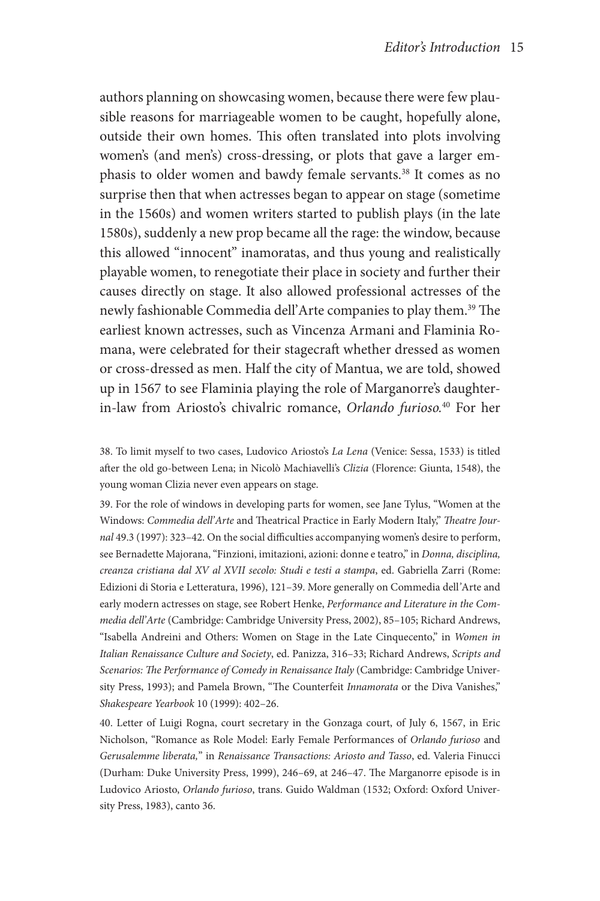authors planning on showcasing women, because there were few plausible reasons for marriageable women to be caught, hopefully alone, outside their own homes. This often translated into plots involving women's (and men's) cross-dressing, or plots that gave a larger emphasis to older women and bawdy female servants.[38] It comes as no surprise then that when actresses began to appear on stage (sometime in the 1560s) and women writers started to publish plays (in the late 1580s), suddenly a new prop became all the rage: the window, because this allowed "innocent" inamoratas, and thus young and realistically playable women, to renegotiate their place in society and further their causes directly on stage. It also allowed professional actresses of the newly fashionable Commedia dell'Arte companies to play them.[39] The earliest known actresses, such as Vincenza Armani and Flaminia Romana, were celebrated for their stagecraft whether dressed as women or cross-dressed as men. Half the city of Mantua, we are told, showed up in 1567 to see Flaminia playing the role of Marganorre's daughter-in-law from Ariosto's chivalric romance, *Orlando furioso*.[40] For her

38. To limit myself to two cases, Ludovico Ariosto's *La Lena* (Venice: Sessa, 1533) is titled after the old go-between Lena; in Nicolò Machiavelli's *Clizia* (Florence: Giunta, 1548), the young woman Clizia never even appears on stage.

39. For the role of windows in developing parts for women, see Jane Tylus, "Women at the Windows: *Commedia dell'Arte* and Theatrical Practice in Early Modern Italy," *Theatre Journal* 49.3 (1997): 323–42. On the social difficulties accompanying women's desire to perform, see Bernadette Majorana, "Finzioni, imitazioni, azioni: donne e teatro," in *Donna, disciplina, creanza cristiana dal XV al XVII secolo: Studi e testi a stampa*, ed. Gabriella Zarri (Rome: Edizioni di Storia e Letteratura, 1996), 121–39. More generally on Commedia dell'Arte and early modern actresses on stage, see Robert Henke, *Performance and Literature in the Commedia dell'Arte* (Cambridge: Cambridge University Press, 2002), 85–105; Richard Andrews, "Isabella Andreini and Others: Women on Stage in the Late Cinquecento," in *Women in Italian Renaissance Culture and Society*, ed. Panizza, 316–33; Richard Andrews, *Scripts and Scenarios: The Performance of Comedy in Renaissance Italy* (Cambridge: Cambridge University Press, 1993); and Pamela Brown, "The Counterfeit *Innamorata* or the Diva Vanishes," *Shakespeare Yearbook* 10 (1999): 402–26.

40. Letter of Luigi Rogna, court secretary in the Gonzaga court, of July 6, 1567, in Eric Nicholson, "Romance as Role Model: Early Female Performances of *Orlando furioso* and *Gerusalemme liberata,*" in *Renaissance Transactions: Ariosto and Tasso*, ed. Valeria Finucci (Durham: Duke University Press, 1999), 246–69, at 246–47. The Marganorre episode is in Ludovico Ariosto, *Orlando furioso*, trans. Guido Waldman (1532; Oxford: Oxford University Press, 1983), canto 36.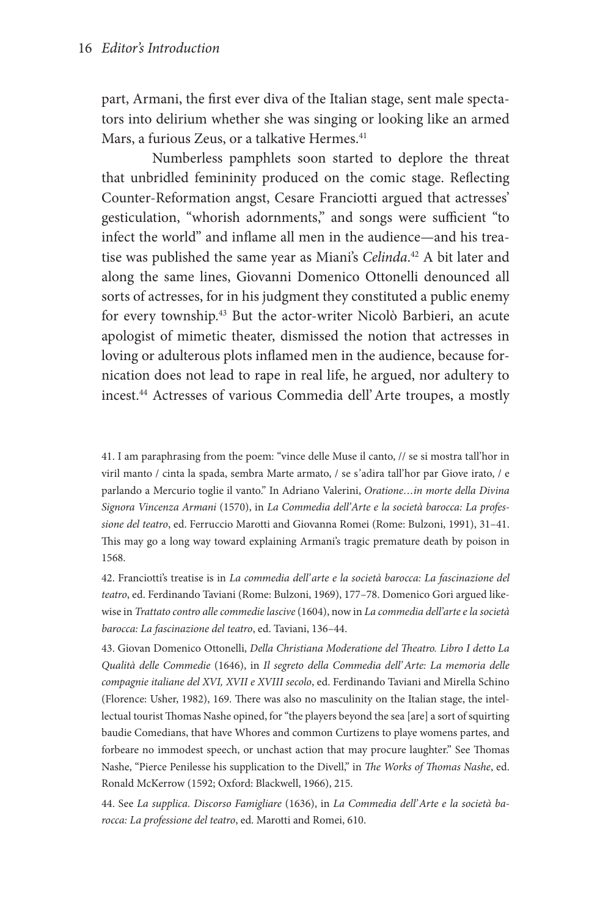part, Armani, the first ever diva of the Italian stage, sent male spectators into delirium whether she was singing or looking like an armed Mars, a furious Zeus, or a talkative Hermes.[41]

Numberless pamphlets soon started to deplore the threat that unbridled femininity produced on the comic stage. Reflecting Counter-Reformation angst, Cesare Franciotti argued that actresses' gesticulation, "whorish adornments," and songs were sufficient "to infect the world" and inflame all men in the audience—and his treatise was published the same year as Miani's *Celinda*.[42] A bit later and along the same lines, Giovanni Domenico Ottonelli denounced all sorts of actresses, for in his judgment they constituted a public enemy for every township.[43] But the actor-writer Nicolò Barbieri, an acute apologist of mimetic theater, dismissed the notion that actresses in loving or adulterous plots inflamed men in the audience, because fornication does not lead to rape in real life, he argued, nor adultery to incest.[44] Actresses of various Commedia dell' Arte troupes, a mostly

41. I am paraphrasing from the poem: "vince delle Muse il canto, // se si mostra tall'hor in viril manto / cinta la spada, sembra Marte armato, / se s'adira tall'hor par Giove irato, / e parlando a Mercurio toglie il vanto." In Adriano Valerini, *Oratione…in morte della Divina Signora Vincenza Armani* (1570), in *La Commedia dell'Arte e la società barocca: La professione del teatro*, ed. Ferruccio Marotti and Giovanna Romei (Rome: Bulzoni, 1991), 31–41. This may go a long way toward explaining Armani's tragic premature death by poison in 1568.

42. Franciotti's treatise is in *La commedia dell' arte e la società barocca: La fascinazione del teatro*, ed. Ferdinando Taviani (Rome: Bulzoni, 1969), 177–78. Domenico Gori argued likewise in *Trattato contro alle commedie lascive* (1604), now in *La commedia dell'arte e la società barocca: La fascinazione del teatro*, ed. Taviani, 136–44.

43. Giovan Domenico Ottonelli, *Della Christiana Moderatione del Theatro. Libro I detto La Qualità delle Commedie* (1646), in *Il segreto della Commedia dell' Arte: La memoria delle compagnie italiane del XVI, XVII e XVIII secolo*, ed. Ferdinando Taviani and Mirella Schino (Florence: Usher, 1982), 169. There was also no masculinity on the Italian stage, the intellectual tourist Thomas Nashe opined, for "the players beyond the sea [are] a sort of squirting baudie Comedians, that have Whores and common Curtizens to playe womens partes, and forbeare no immodest speech, or unchast action that may procure laughter." See Thomas Nashe, "Pierce Penilesse his supplication to the Divell," in *The Works of Thomas Nashe*, ed. Ronald McKerrow (1592; Oxford: Blackwell, 1966), 215.

44. See *La supplica. Discorso Famigliare* (1636), in *La Commedia dell' Arte e la società barocca: La professione del teatro*, ed. Marotti and Romei, 610.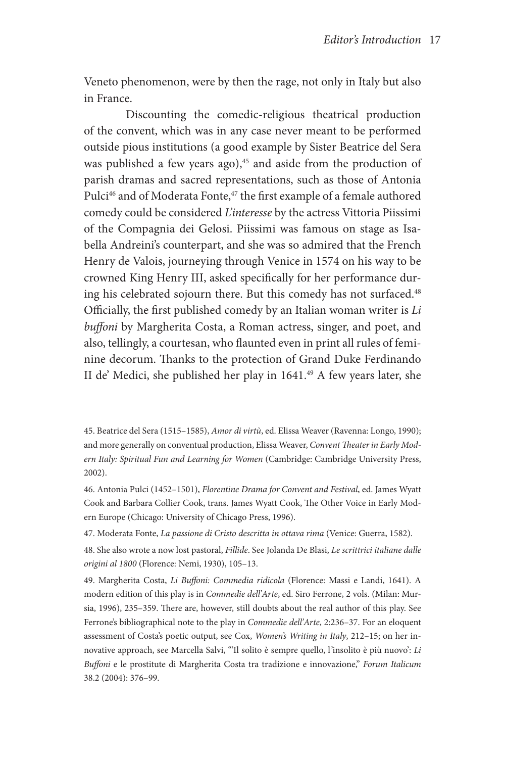Veneto phenomenon, were by then the rage, not only in Italy but also in France.

Discounting the comedic-religious theatrical production of the convent, which was in any case never meant to be performed outside pious institutions (a good example by Sister Beatrice del Sera was published a few years ago),[45] and aside from the production of parish dramas and sacred representations, such as those of Antonia Pulci[46] and of Moderata Fonte,[47] the first example of a female authored comedy could be considered *L'interesse* by the actress Vittoria Piissimi of the Compagnia dei Gelosi. Piissimi was famous on stage as Isabella Andreini's counterpart, and she was so admired that the French Henry de Valois, journeying through Venice in 1574 on his way to be crowned King Henry III, asked specifically for her performance during his celebrated sojourn there. But this comedy has not surfaced.[48] Officially, the first published comedy by an Italian woman writer is *Li buffoni* by Margherita Costa, a Roman actress, singer, and poet, and also, tellingly, a courtesan, who flaunted even in print all rules of feminine decorum. Thanks to the protection of Grand Duke Ferdinando II de' Medici, she published her play in 1641.[49] A few years later, she

45. Beatrice del Sera (1515–1585), *Amor di virtù*, ed. Elissa Weaver (Ravenna: Longo, 1990); and more generally on conventual production, Elissa Weaver, *Convent Theater in Early Modern Italy: Spiritual Fun and Learning for Women* (Cambridge: Cambridge University Press, 2002).

46. Antonia Pulci (1452–1501), *Florentine Drama for Convent and Festival*, ed. James Wyatt Cook and Barbara Collier Cook, trans. James Wyatt Cook, The Other Voice in Early Modern Europe (Chicago: University of Chicago Press, 1996).

47. Moderata Fonte, *La passione di Cristo descritta in ottava rima* (Venice: Guerra, 1582).

48. She also wrote a now lost pastoral, *Fillide*. See Jolanda De Blasi, *Le scrittrici italiane dalle origini al 1800* (Florence: Nemi, 1930), 105–13.

49. Margherita Costa, *Li Buffoni: Commedia ridicola* (Florence: Massi e Landi, 1641). A modern edition of this play is in *Commedie dell'Arte*, ed. Siro Ferrone, 2 vols. (Milan: Mursia, 1996), 235–359. There are, however, still doubts about the real author of this play. See Ferrone's bibliographical note to the play in *Commedie dell'Arte*, 2:236–37. For an eloquent assessment of Costa's poetic output, see Cox, *Women's Writing in Italy*, 212–15; on her innovative approach, see Marcella Salvi, "'Il solito è sempre quello, l'insolito è più nuovo': *Li Buffoni* e le prostitute di Margherita Costa tra tradizione e innovazione," *Forum Italicum* 38.2 (2004): 376–99.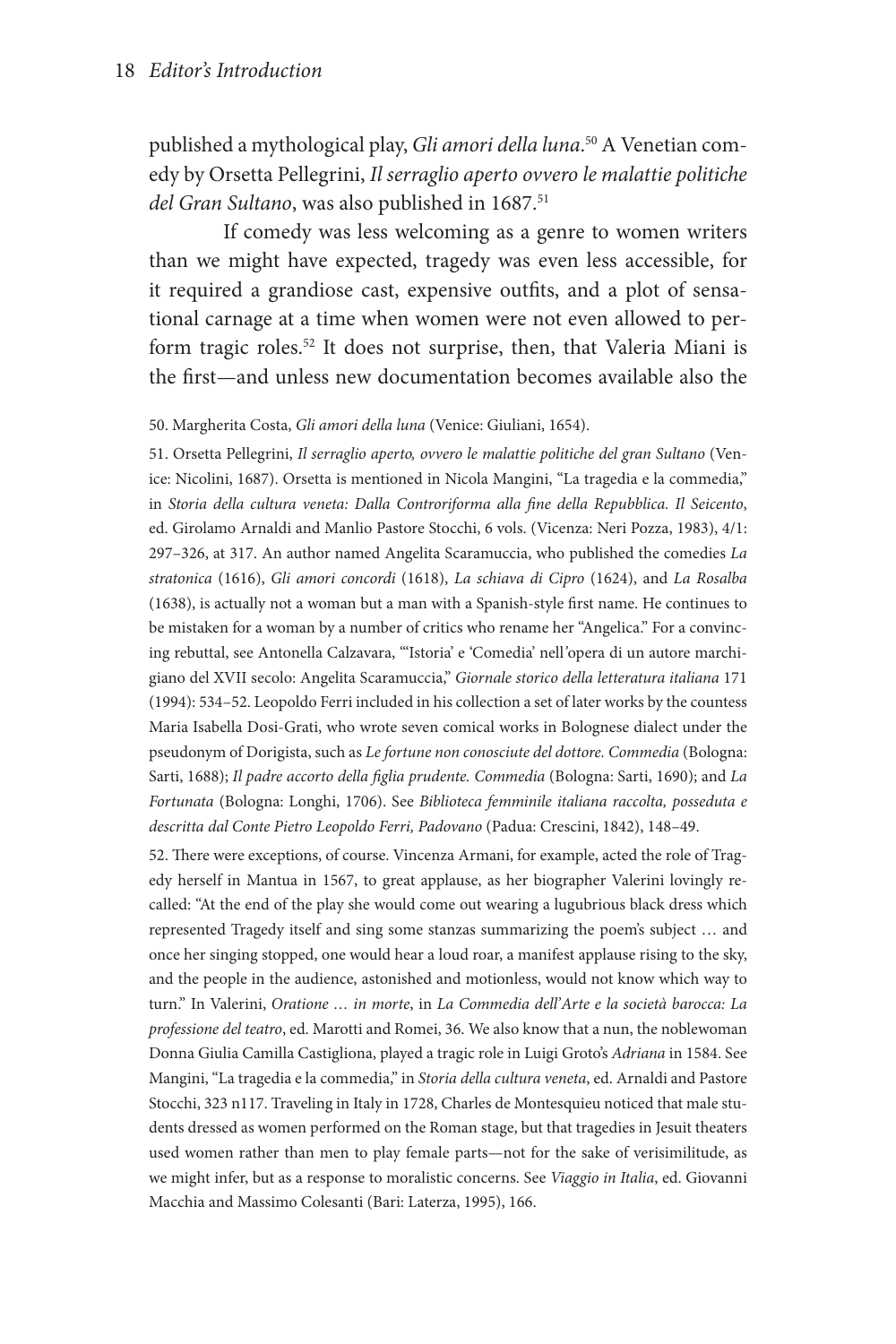published a mythological play, *Gli amori della luna*.[50] A Venetian comedy by Orsetta Pellegrini, *Il serraglio aperto ovvero le malattie politiche del Gran Sultano*, was also published in 1687.[51]

If comedy was less welcoming as a genre to women writers than we might have expected, tragedy was even less accessible, for it required a grandiose cast, expensive outfits, and a plot of sensational carnage at a time when women were not even allowed to perform tragic roles.[52] It does not surprise, then, that Valeria Miani is the first—and unless new documentation becomes available also the

50. Margherita Costa, *Gli amori della luna* (Venice: Giuliani, 1654).

51. Orsetta Pellegrini, *Il serraglio aperto, ovvero le malattie politiche del gran Sultano* (Venice: Nicolini, 1687). Orsetta is mentioned in Nicola Mangini, "La tragedia e la commedia," in *Storia della cultura veneta: Dalla Controriforma alla fine della Repubblica. Il Seicento*, ed. Girolamo Arnaldi and Manlio Pastore Stocchi, 6 vols. (Vicenza: Neri Pozza, 1983), 4/1: 297–326, at 317. An author named Angelita Scaramuccia, who published the comedies *La stratonica* (1616), *Gli amori concordi* (1618), *La schiava di Cipro* (1624), and *La Rosalba* (1638), is actually not a woman but a man with a Spanish-style first name. He continues to be mistaken for a woman by a number of critics who rename her "Angelica." For a convincing rebuttal, see Antonella Calzavara, "'Istoria' e 'Comedia' nell'opera di un autore marchigiano del XVII secolo: Angelita Scaramuccia," *Giornale storico della letteratura italiana* 171 (1994): 534–52. Leopoldo Ferri included in his collection a set of later works by the countess Maria Isabella Dosi-Grati, who wrote seven comical works in Bolognese dialect under the pseudonym of Dorigista, such as *Le fortune non conosciute del dottore. Commedia* (Bologna: Sarti, 1688); *Il padre accorto della figlia prudente. Commedia* (Bologna: Sarti, 1690); and *La Fortunata* (Bologna: Longhi, 1706). See *Biblioteca femminile italiana raccolta, posseduta e descritta dal Conte Pietro Leopoldo Ferri, Padovano* (Padua: Crescini, 1842), 148–49.

52. There were exceptions, of course. Vincenza Armani, for example, acted the role of Tragedy herself in Mantua in 1567, to great applause, as her biographer Valerini lovingly recalled: "At the end of the play she would come out wearing a lugubrious black dress which represented Tragedy itself and sing some stanzas summarizing the poem's subject … and once her singing stopped, one would hear a loud roar, a manifest applause rising to the sky, and the people in the audience, astonished and motionless, would not know which way to turn." In Valerini, *Oratione … in morte*, in *La Commedia dell'Arte e la società barocca: La professione del teatro*, ed. Marotti and Romei, 36. We also know that a nun, the noblewoman Donna Giulia Camilla Castigliona, played a tragic role in Luigi Groto's *Adriana* in 1584. See Mangini, "La tragedia e la commedia," in *Storia della cultura veneta*, ed. Arnaldi and Pastore Stocchi, 323 n117. Traveling in Italy in 1728, Charles de Montesquieu noticed that male students dressed as women performed on the Roman stage, but that tragedies in Jesuit theaters used women rather than men to play female parts—not for the sake of verisimilitude, as we might infer, but as a response to moralistic concerns. See *Viaggio in Italia*, ed. Giovanni Macchia and Massimo Colesanti (Bari: Laterza, 1995), 166.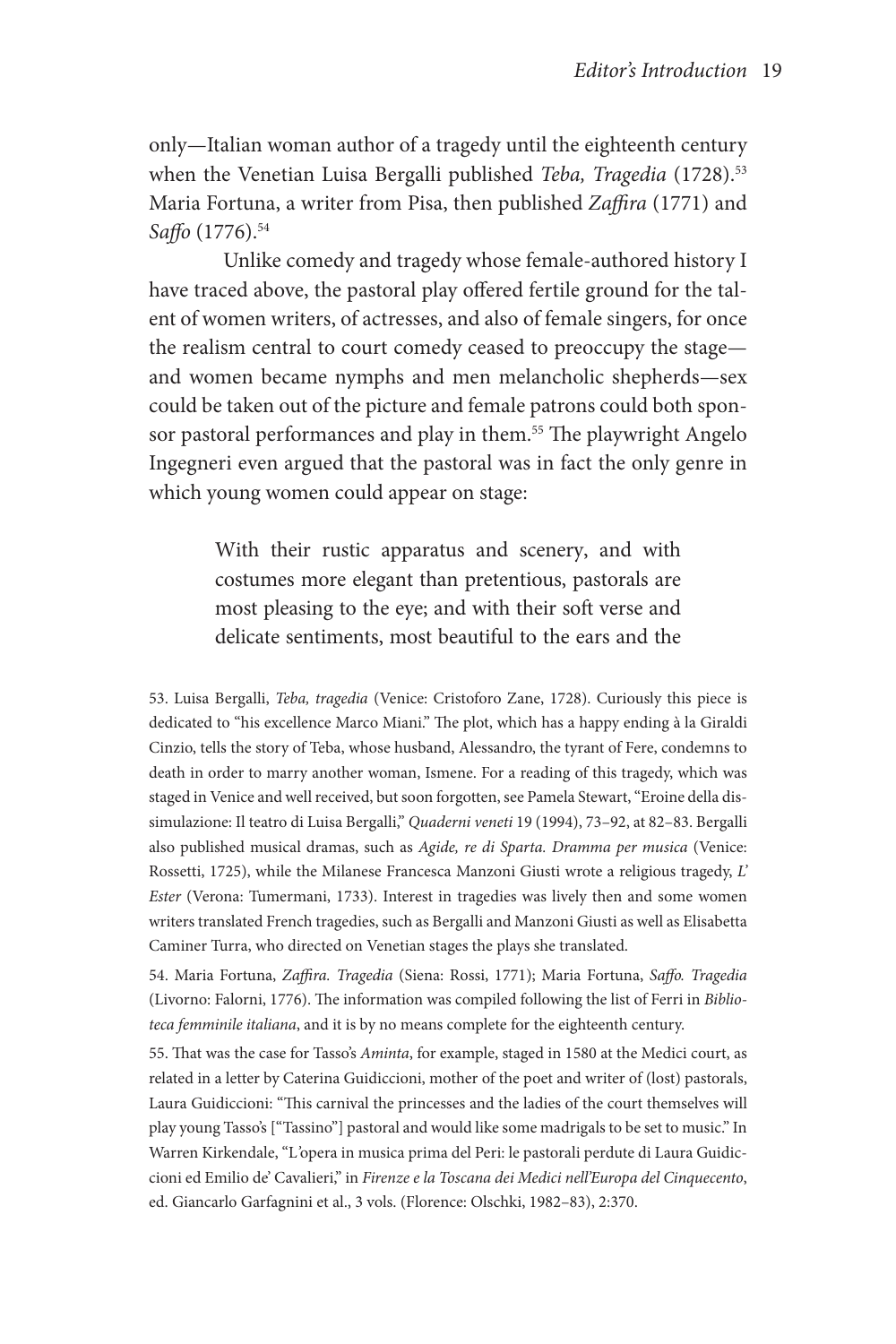only—Italian woman author of a tragedy until the eighteenth century when the Venetian Luisa Bergalli published *Teba, Tragedia* (1728).[53] Maria Fortuna, a writer from Pisa, then published *Zaffira* (1771) and *Saffo* (1776).[54]

Unlike comedy and tragedy whose female-authored history I have traced above, the pastoral play offered fertile ground for the talent of women writers, of actresses, and also of female singers, for once the realism central to court comedy ceased to preoccupy the stage—and women became nymphs and men melancholic shepherds—sex could be taken out of the picture and female patrons could both sponsor pastoral performances and play in them.[55] The playwright Angelo Ingegneri even argued that the pastoral was in fact the only genre in which young women could appear on stage:

> With their rustic apparatus and scenery, and with costumes more elegant than pretentious, pastorals are most pleasing to the eye; and with their soft verse and delicate sentiments, most beautiful to the ears and the

53. Luisa Bergalli, *Teba, tragedia* (Venice: Cristoforo Zane, 1728). Curiously this piece is dedicated to "his excellence Marco Miani." The plot, which has a happy ending à la Giraldi Cinzio, tells the story of Teba, whose husband, Alessandro, the tyrant of Fere, condemns to death in order to marry another woman, Ismene. For a reading of this tragedy, which was staged in Venice and well received, but soon forgotten, see Pamela Stewart, "Eroine della dissimulazione: Il teatro di Luisa Bergalli," *Quaderni veneti* 19 (1994), 73–92, at 82–83. Bergalli also published musical dramas, such as *Agide, re di Sparta. Dramma per musica* (Venice: Rossetti, 1725), while the Milanese Francesca Manzoni Giusti wrote a religious tragedy, *L' Ester* (Verona: Tumermani, 1733). Interest in tragedies was lively then and some women writers translated French tragedies, such as Bergalli and Manzoni Giusti as well as Elisabetta Caminer Turra, who directed on Venetian stages the plays she translated.

54. Maria Fortuna, *Zaffira. Tragedia* (Siena: Rossi, 1771); Maria Fortuna, *Saffo. Tragedia* (Livorno: Falorni, 1776). The information was compiled following the list of Ferri in *Biblioteca femminile italiana*, and it is by no means complete for the eighteenth century.

55. That was the case for Tasso's *Aminta*, for example, staged in 1580 at the Medici court, as related in a letter by Caterina Guidiccioni, mother of the poet and writer of (lost) pastorals, Laura Guidiccioni: "This carnival the princesses and the ladies of the court themselves will play young Tasso's ["Tassino"] pastoral and would like some madrigals to be set to music." In Warren Kirkendale, "L'opera in musica prima del Peri: le pastorali perdute di Laura Guidiccioni ed Emilio de' Cavalieri," in *Firenze e la Toscana dei Medici nell'Europa del Cinquecento*, ed. Giancarlo Garfagnini et al., 3 vols. (Florence: Olschki, 1982–83), 2:370.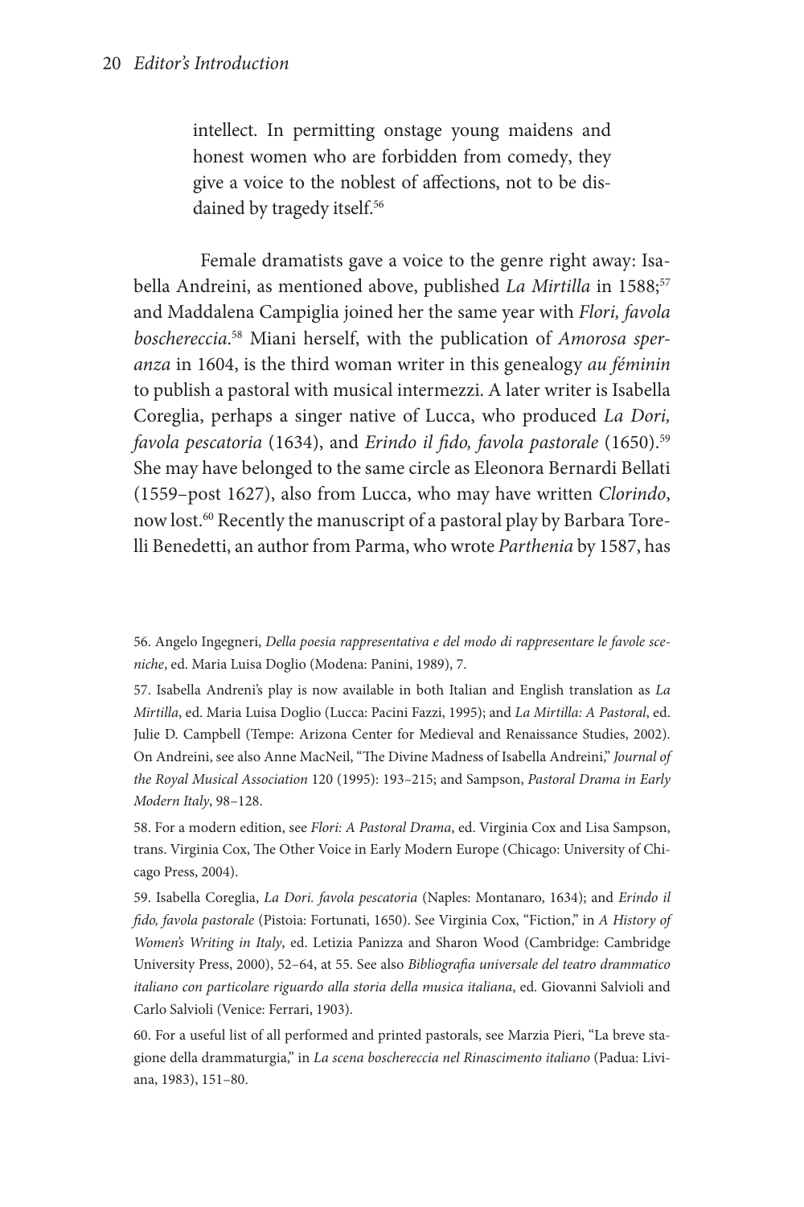> intellect. In permitting onstage young maidens and honest women who are forbidden from comedy, they give a voice to the noblest of affections, not to be disdained by tragedy itself.[56]

Female dramatists gave a voice to the genre right away: Isabella Andreini, as mentioned above, published *La Mirtilla* in 1588;[57] and Maddalena Campiglia joined her the same year with *Flori, favola boschereccia*.[58] Miani herself, with the publication of *Amorosa speranza* in 1604, is the third woman writer in this genealogy *au féminin* to publish a pastoral with musical intermezzi. A later writer is Isabella Coreglia, perhaps a singer native of Lucca, who produced *La Dori, favola pescatoria* (1634), and *Erindo il fido, favola pastorale* (1650).[59] She may have belonged to the same circle as Eleonora Bernardi Bellati (1559–post 1627), also from Lucca, who may have written *Clorindo*, now lost.[60] Recently the manuscript of a pastoral play by Barbara Torelli Benedetti, an author from Parma, who wrote *Parthenia* by 1587, has

56. Angelo Ingegneri, *Della poesia rappresentativa e del modo di rappresentare le favole sceniche*, ed. Maria Luisa Doglio (Modena: Panini, 1989), 7.

57. Isabella Andreni's play is now available in both Italian and English translation as *La Mirtilla*, ed. Maria Luisa Doglio (Lucca: Pacini Fazzi, 1995); and *La Mirtilla: A Pastoral*, ed. Julie D. Campbell (Tempe: Arizona Center for Medieval and Renaissance Studies, 2002). On Andreini, see also Anne MacNeil, "The Divine Madness of Isabella Andreini," *Journal of the Royal Musical Association* 120 (1995): 193–215; and Sampson, *Pastoral Drama in Early Modern Italy*, 98–128.

58. For a modern edition, see *Flori: A Pastoral Drama*, ed. Virginia Cox and Lisa Sampson, trans. Virginia Cox, The Other Voice in Early Modern Europe (Chicago: University of Chicago Press, 2004).

59. Isabella Coreglia, *La Dori. favola pescatoria* (Naples: Montanaro, 1634); and *Erindo il fido, favola pastorale* (Pistoia: Fortunati, 1650). See Virginia Cox, "Fiction," in *A History of Women's Writing in Italy*, ed. Letizia Panizza and Sharon Wood (Cambridge: Cambridge University Press, 2000), 52–64, at 55. See also *Bibliografia universale del teatro drammatico italiano con particolare riguardo alla storia della musica italiana*, ed. Giovanni Salvioli and Carlo Salvioli (Venice: Ferrari, 1903).

60. For a useful list of all performed and printed pastorals, see Marzia Pieri, "La breve stagione della drammaturgia," in *La scena boschereccia nel Rinascimento italiano* (Padua: Liviana, 1983), 151–80.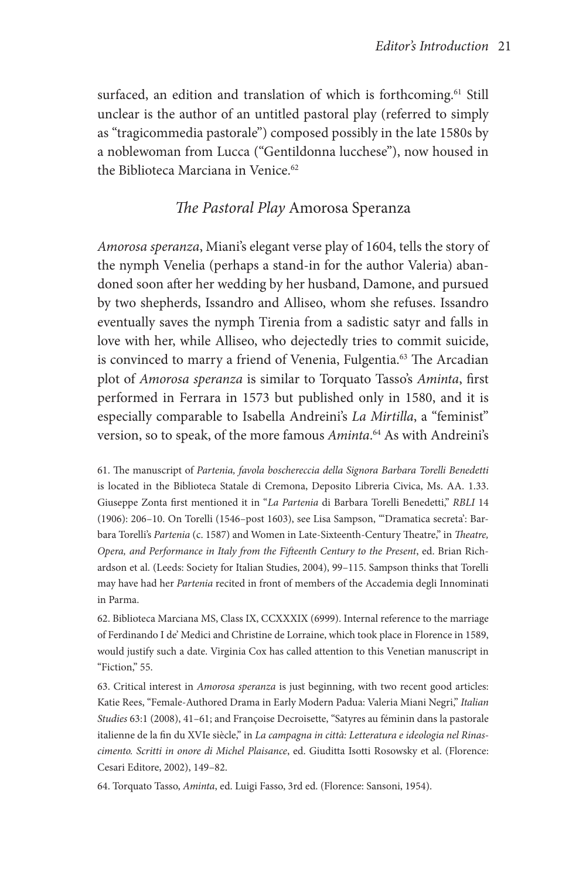surfaced, an edition and translation of which is forthcoming.[61] Still unclear is the author of an untitled pastoral play (referred to simply as "tragicommedia pastorale") composed possibly in the late 1580s by a noblewoman from Lucca ("Gentildonna lucchese"), now housed in the Biblioteca Marciana in Venice.[62]

## *The Pastoral Play* Amorosa Speranza

*Amorosa speranza*, Miani's elegant verse play of 1604, tells the story of the nymph Venelia (perhaps a stand-in for the author Valeria) abandoned soon after her wedding by her husband, Damone, and pursued by two shepherds, Issandro and Alliseo, whom she refuses. Issandro eventually saves the nymph Tirenia from a sadistic satyr and falls in love with her, while Alliseo, who dejectedly tries to commit suicide, is convinced to marry a friend of Venenia, Fulgentia.[63] The Arcadian plot of *Amorosa speranza* is similar to Torquato Tasso's *Aminta*, first performed in Ferrara in 1573 but published only in 1580, and it is especially comparable to Isabella Andreini's *La Mirtilla*, a "feminist" version, so to speak, of the more famous *Aminta*.[64] As with Andreini's

61. The manuscript of *Partenia, favola boschereccia della Signora Barbara Torelli Benedetti* is located in the Biblioteca Statale di Cremona, Deposito Libreria Civica, Ms. AA. 1.33. Giuseppe Zonta first mentioned it in "*La Partenia* di Barbara Torelli Benedetti," *RBLI* 14 (1906): 206–10. On Torelli (1546–post 1603), see Lisa Sampson, "'Dramatica secreta': Barbara Torelli's *Partenia* (c. 1587) and Women in Late-Sixteenth-Century Theatre," in *Theatre, Opera, and Performance in Italy from the Fifteenth Century to the Present*, ed. Brian Richardson et al. (Leeds: Society for Italian Studies, 2004), 99–115. Sampson thinks that Torelli may have had her *Partenia* recited in front of members of the Accademia degli Innominati in Parma.

62. Biblioteca Marciana MS, Class IX, CCXXXIX (6999). Internal reference to the marriage of Ferdinando I de' Medici and Christine de Lorraine, which took place in Florence in 1589, would justify such a date. Virginia Cox has called attention to this Venetian manuscript in "Fiction," 55.

63. Critical interest in *Amorosa speranza* is just beginning, with two recent good articles: Katie Rees, "Female-Authored Drama in Early Modern Padua: Valeria Miani Negri," *Italian Studies* 63:1 (2008), 41–61; and Françoise Decroisette, "Satyres au féminin dans la pastorale italienne de la fin du XVIe siècle," in *La campagna in città: Letteratura e ideologia nel Rinascimento. Scritti in onore di Michel Plaisance*, ed. Giuditta Isotti Rosowsky et al. (Florence: Cesari Editore, 2002), 149–82.

64. Torquato Tasso, *Aminta*, ed. Luigi Fasso, 3rd ed. (Florence: Sansoni, 1954).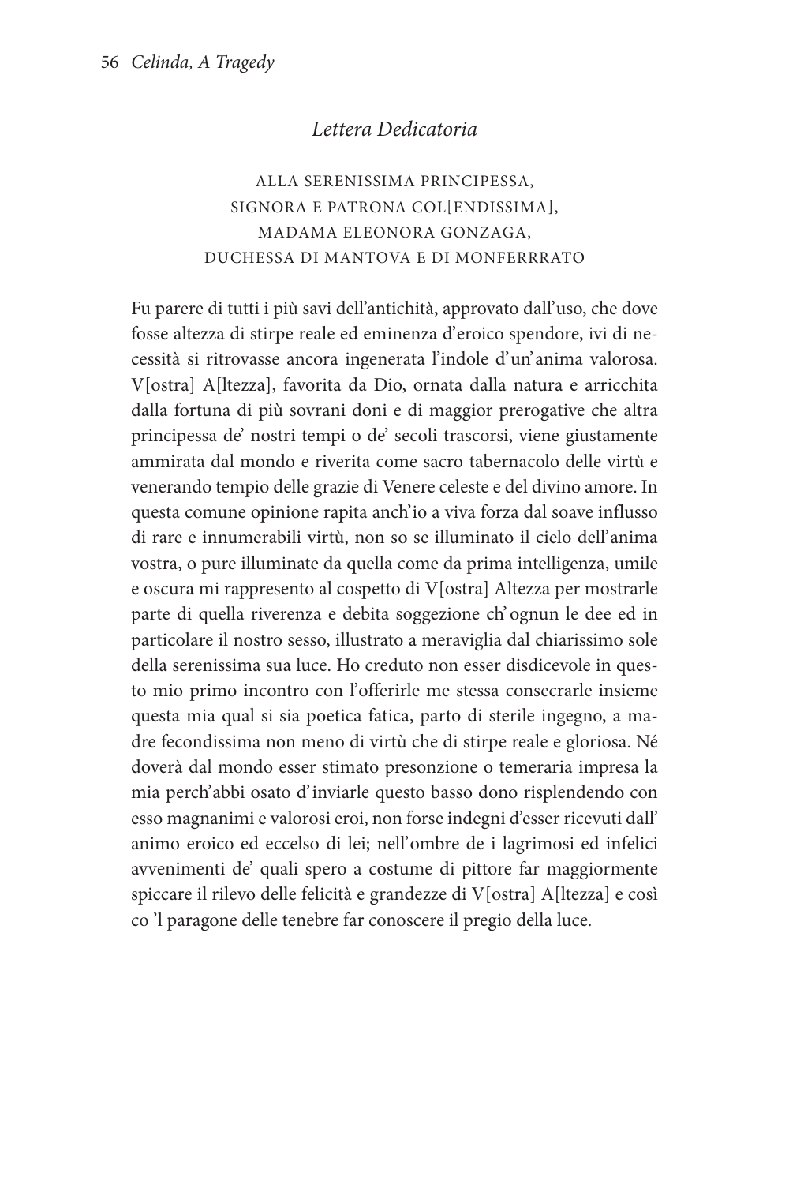## *Lettera Dedicatoria*

ALLA SERENISSIMA PRINCIPESSA,
SIGNORA E PATRONA COL[ENDISSIMA],
MADAMA ELEONORA GONZAGA,
DUCHESSA DI MANTOVA E DI MONFERRRATO

Fu parere di tutti i più savi dell'antichità, approvato dall'uso, che dove fosse altezza di stirpe reale ed eminenza d'eroico spendore, ivi di necessità si ritrovasse ancora ingenerata l'indole d'un'anima valorosa. V[ostra] A[ltezza], favorita da Dio, ornata dalla natura e arricchita dalla fortuna di più sovrani doni e di maggior prerogative che altra principessa de' nostri tempi o de' secoli trascorsi, viene giustamente ammirata dal mondo e riverita come sacro tabernacolo delle virtù e venerando tempio delle grazie di Venere celeste e del divino amore. In questa comune opinione rapita anch'io a viva forza dal soave influsso di rare e innumerabili virtù, non so se illuminato il cielo dell'anima vostra, o pure illuminate da quella come da prima intelligenza, umile e oscura mi rappresento al cospetto di V[ostra] Altezza per mostrarle parte di quella riverenza e debita soggezione ch'ognun le dee ed in particolare il nostro sesso, illustrato a meraviglia dal chiarissimo sole della serenissima sua luce. Ho creduto non esser disdicevole in questo mio primo incontro con l'offerirle me stessa consecrarle insieme questa mia qual si sia poetica fatica, parto di sterile ingegno, a madre fecondissima non meno di virtù che di stirpe reale e gloriosa. Né doverà dal mondo esser stimato presonzione o temeraria impresa la mia perch'abbi osato d'inviarle questo basso dono risplendendo con esso magnanimi e valorosi eroi, non forse indegni d'esser ricevuti dall' animo eroico ed eccelso di lei; nell'ombre de i lagrimosi ed infelici avvenimenti de' quali spero a costume di pittore far maggiormente spiccare il rilevo delle felicità e grandezze di V[ostra] A[ltezza] e così co 'l paragone delle tenebre far conoscere il pregio della luce.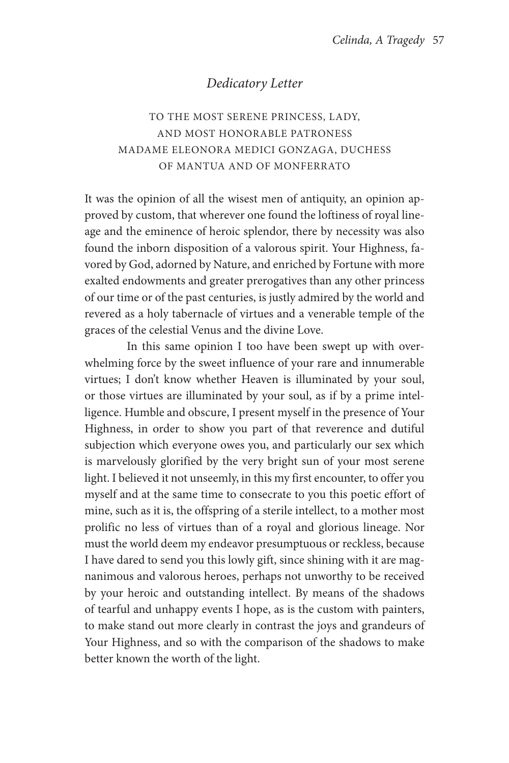## *Dedicatory Letter*

TO THE MOST SERENE PRINCESS, LADY,
AND MOST HONORABLE PATRONESS
MADAME ELEONORA MEDICI GONZAGA, DUCHESS
OF MANTUA AND OF MONFERRATO

It was the opinion of all the wisest men of antiquity, an opinion approved by custom, that wherever one found the loftiness of royal lineage and the eminence of heroic splendor, there by necessity was also found the inborn disposition of a valorous spirit. Your Highness, favored by God, adorned by Nature, and enriched by Fortune with more exalted endowments and greater prerogatives than any other princess of our time or of the past centuries, is justly admired by the world and revered as a holy tabernacle of virtues and a venerable temple of the graces of the celestial Venus and the divine Love.

In this same opinion I too have been swept up with overwhelming force by the sweet influence of your rare and innumerable virtues; I don't know whether Heaven is illuminated by your soul, or those virtues are illuminated by your soul, as if by a prime intelligence. Humble and obscure, I present myself in the presence of Your Highness, in order to show you part of that reverence and dutiful subjection which everyone owes you, and particularly our sex which is marvelously glorified by the very bright sun of your most serene light. I believed it not unseemly, in this my first encounter, to offer you myself and at the same time to consecrate to you this poetic effort of mine, such as it is, the offspring of a sterile intellect, to a mother most prolific no less of virtues than of a royal and glorious lineage. Nor must the world deem my endeavor presumptuous or reckless, because I have dared to send you this lowly gift, since shining with it are magnanimous and valorous heroes, perhaps not unworthy to be received by your heroic and outstanding intellect. By means of the shadows of tearful and unhappy events I hope, as is the custom with painters, to make stand out more clearly in contrast the joys and grandeurs of Your Highness, and so with the comparison of the shadows to make better known the worth of the light.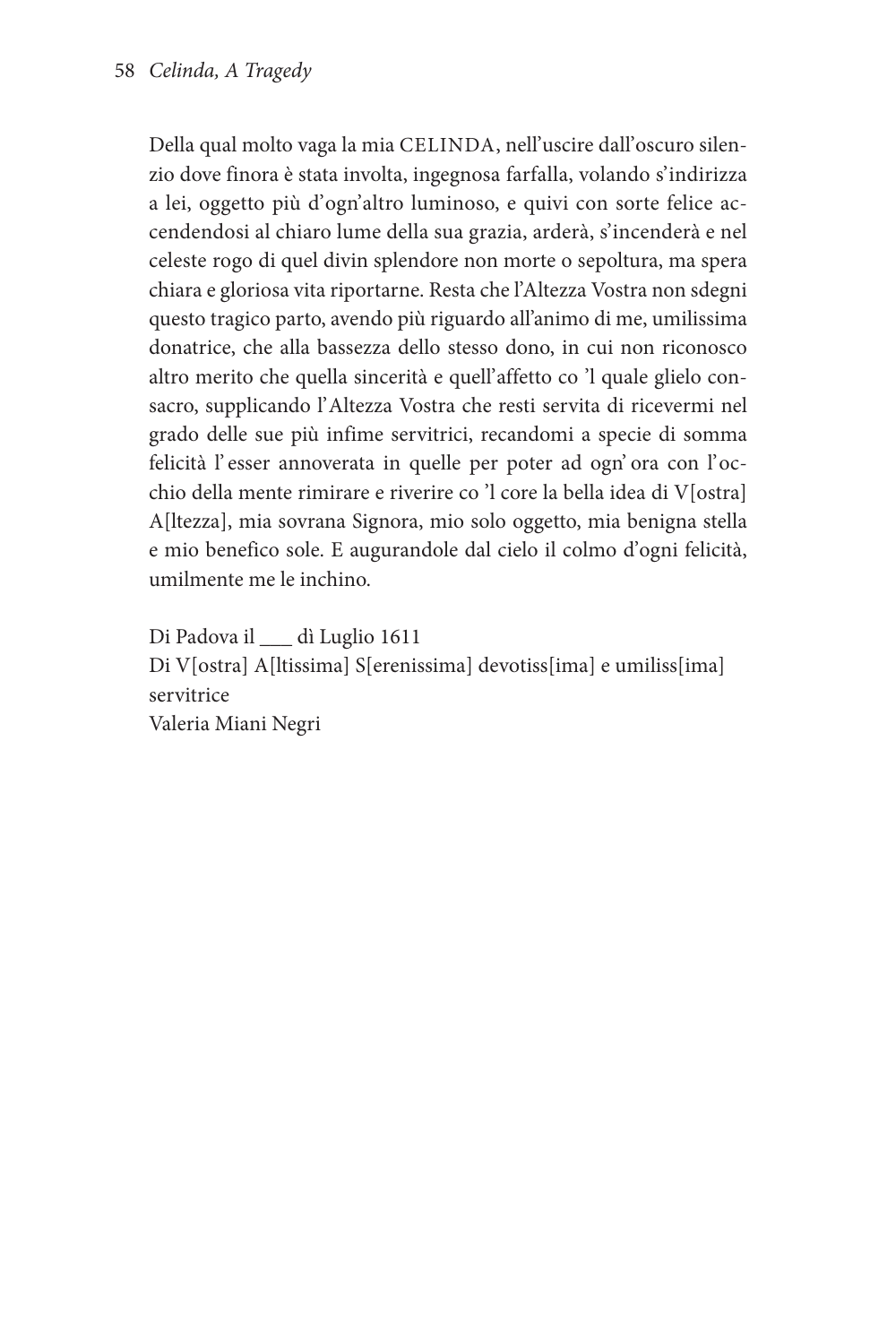Della qual molto vaga la mia CELINDA, nell'uscire dall'oscuro silenzio dove finora è stata involta, ingegnosa farfalla, volando s'indirizza a lei, oggetto più d'ogn'altro luminoso, e quivi con sorte felice accendendosi al chiaro lume della sua grazia, arderà, s'incenderà e nel celeste rogo di quel divin splendore non morte o sepoltura, ma spera chiara e gloriosa vita riportarne. Resta che l'Altezza Vostra non sdegni questo tragico parto, avendo più riguardo all'animo di me, umilissima donatrice, che alla bassezza dello stesso dono, in cui non riconosco altro merito che quella sincerità e quell'affetto co 'l quale glielo consacro, supplicando l'Altezza Vostra che resti servita di ricevermi nel grado delle sue più infime servitrici, recandomi a specie di somma felicità l'esser annoverata in quelle per poter ad ogn'ora con l'occhio della mente rimirare e riverire co 'l core la bella idea di V[ostra] A[ltezza], mia sovrana Signora, mio solo oggetto, mia benigna stella e mio benefico sole. E augurandole dal cielo il colmo d'ogni felicità, umilmente me le inchino.

Di Padova il ___ dì Luglio 1611  
Di V[ostra] A[ltissima] S[erenissima] devotiss[ima] e umiliss[ima] servitrice  
Valeria Miani Negri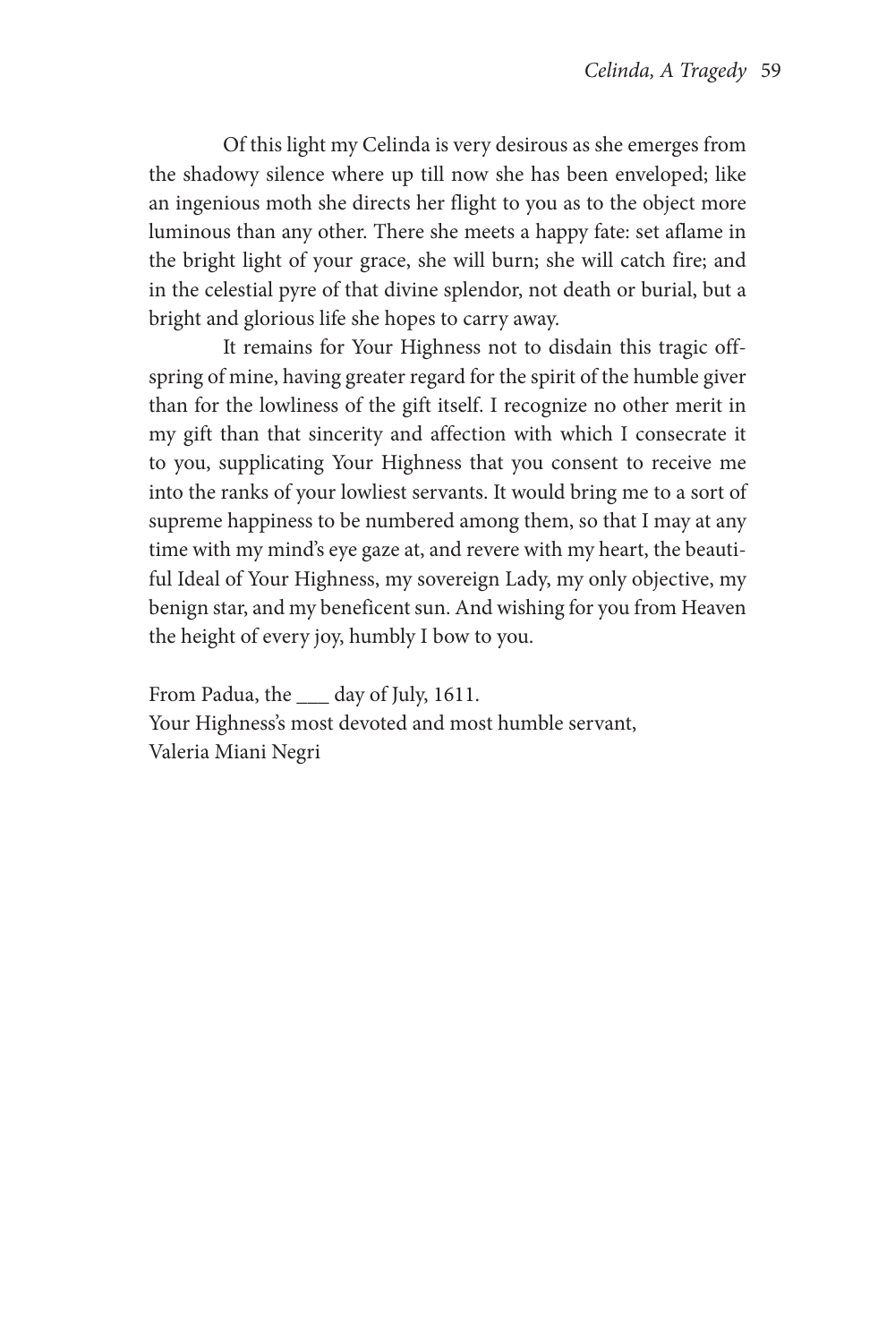Of this light my Celinda is very desirous as she emerges from the shadowy silence where up till now she has been enveloped; like an ingenious moth she directs her flight to you as to the object more luminous than any other. There she meets a happy fate: set aflame in the bright light of your grace, she will burn; she will catch fire; and in the celestial pyre of that divine splendor, not death or burial, but a bright and glorious life she hopes to carry away.

It remains for Your Highness not to disdain this tragic offspring of mine, having greater regard for the spirit of the humble giver than for the lowliness of the gift itself. I recognize no other merit in my gift than that sincerity and affection with which I consecrate it to you, supplicating Your Highness that you consent to receive me into the ranks of your lowliest servants. It would bring me to a sort of supreme happiness to be numbered among them, so that I may at any time with my mind's eye gaze at, and revere with my heart, the beautiful Ideal of Your Highness, my sovereign Lady, my only objective, my benign star, and my beneficent sun. And wishing for you from Heaven the height of every joy, humbly I bow to you.

From Padua, the ___ day of July, 1611.
Your Highness's most devoted and most humble servant,
Valeria Miani Negri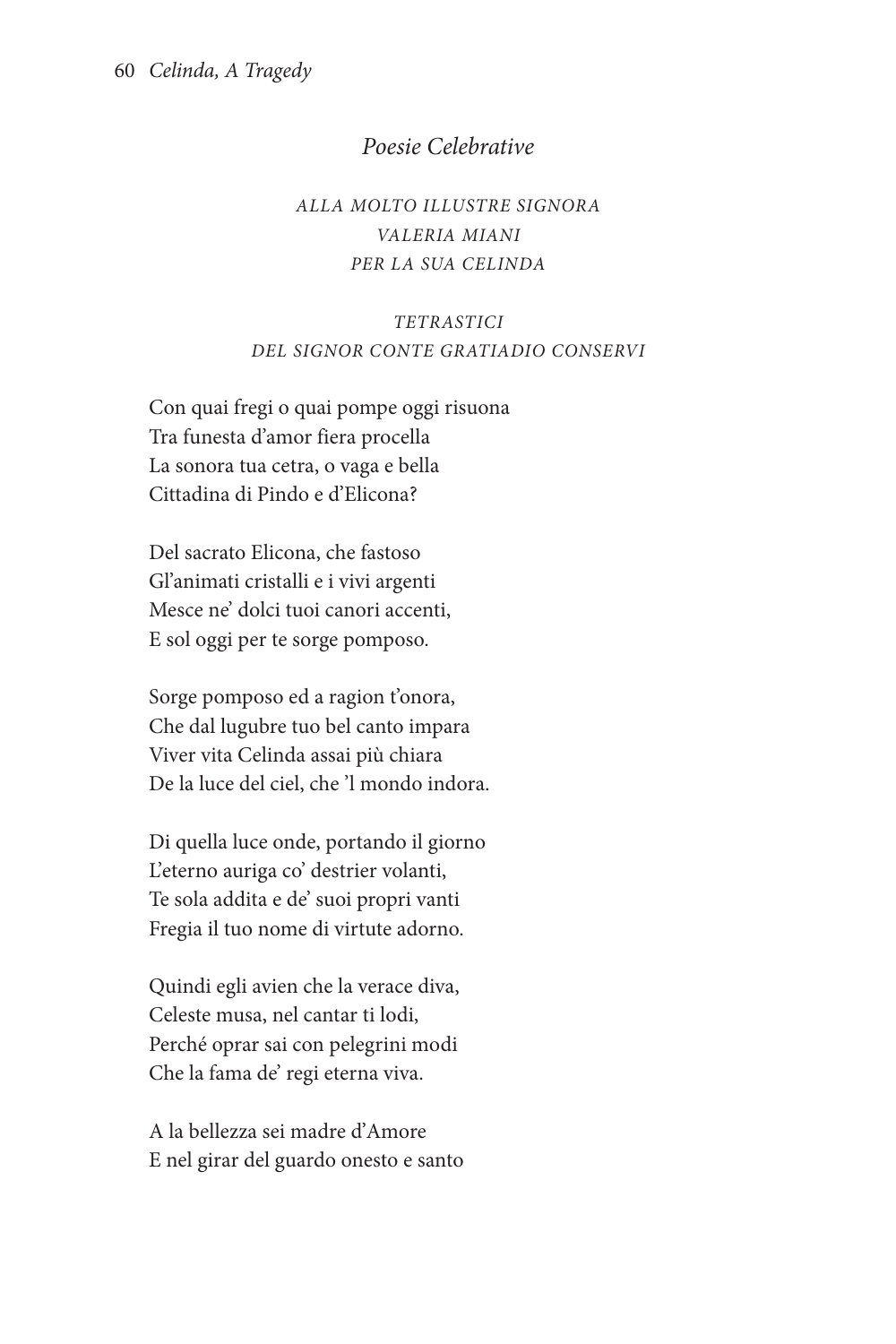## *Poesie Celebrative*

*ALLA MOLTO ILLUSTRE SIGNORA*
*VALERIA MIANI*
*PER LA SUA CELINDA*

*TETRASTICI*
*DEL SIGNOR CONTE GRATIADIO CONSERVI*

Con quai fregi o quai pompe oggi risuona
Tra funesta d'amor fiera procella
La sonora tua cetra, o vaga e bella
Cittadina di Pindo e d'Elicona?

Del sacrato Elicona, che fastoso
Gl'animati cristalli e i vivi argenti
Mesce ne' dolci tuoi canori accenti,
E sol oggi per te sorge pomposo.

Sorge pomposo ed a ragion t'onora,
Che dal lugubre tuo bel canto impara
Viver vita Celinda assai più chiara
De la luce del ciel, che 'l mondo indora.

Di quella luce onde, portando il giorno
L'eterno auriga co' destrier volanti,
Te sola addita e de' suoi propri vanti
Fregia il tuo nome di virtute adorno.

Quindi egli avien che la verace diva,
Celeste musa, nel cantar ti lodi,
Perché oprar sai con pelegrini modi
Che la fama de' regi eterna viva.

A la bellezza sei madre d'Amore
E nel girar del guardo onesto e santo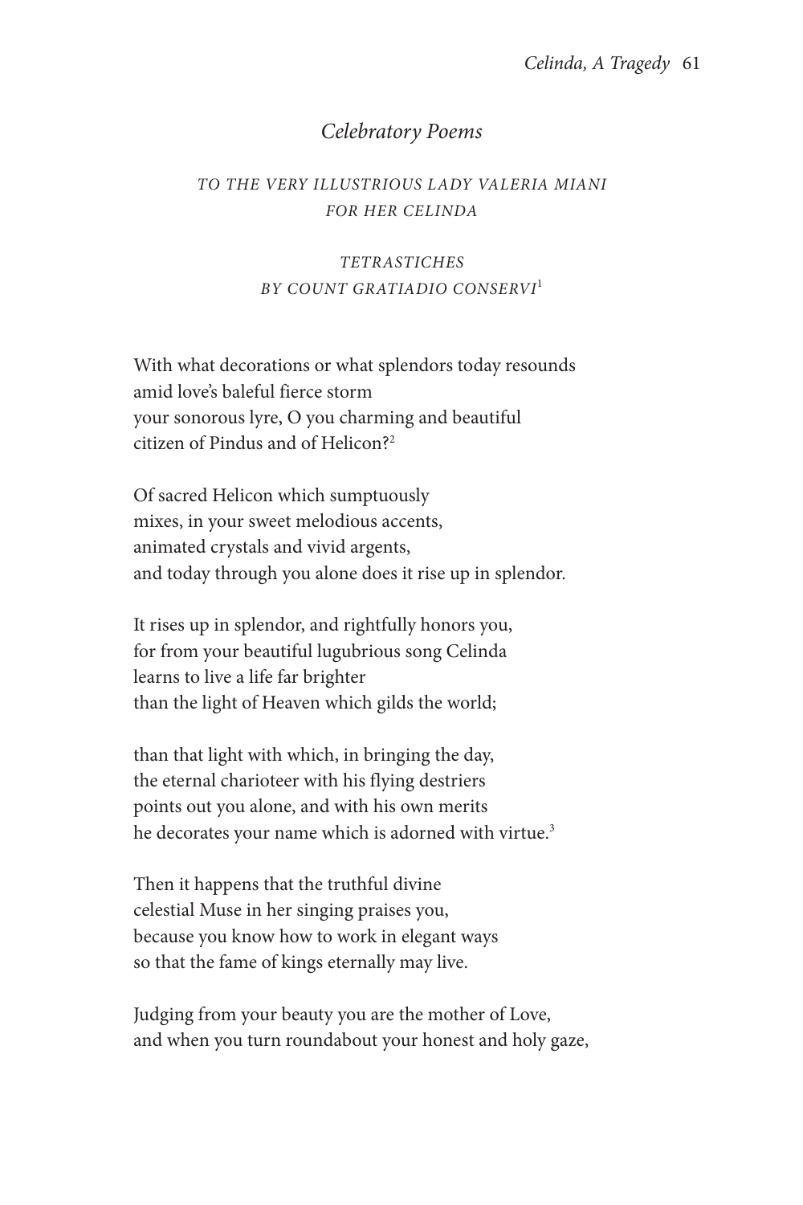## *Celebratory Poems*

### *TO THE VERY ILLUSTRIOUS LADY VALERIA MIANI FOR HER CELINDA*

#### *TETRASTICHES BY COUNT GRATIADIO CONSERVI*[1]

With what decorations or what splendors today resounds  
amid love's baleful fierce storm  
your sonorous lyre, O you charming and beautiful  
citizen of Pindus and of Helicon?[2]

Of sacred Helicon which sumptuously  
mixes, in your sweet melodious accents,  
animated crystals and vivid argents,  
and today through you alone does it rise up in splendor.

It rises up in splendor, and rightfully honors you,  
for from your beautiful lugubrious song Celinda  
learns to live a life far brighter  
than the light of Heaven which gilds the world;

than that light with which, in bringing the day,  
the eternal charioteer with his flying destriers  
points out you alone, and with his own merits  
he decorates your name which is adorned with virtue.[3]

Then it happens that the truthful divine  
celestial Muse in her singing praises you,  
because you know how to work in elegant ways  
so that the fame of kings eternally may live.

Judging from your beauty you are the mother of Love,  
and when you turn roundabout your honest and holy gaze,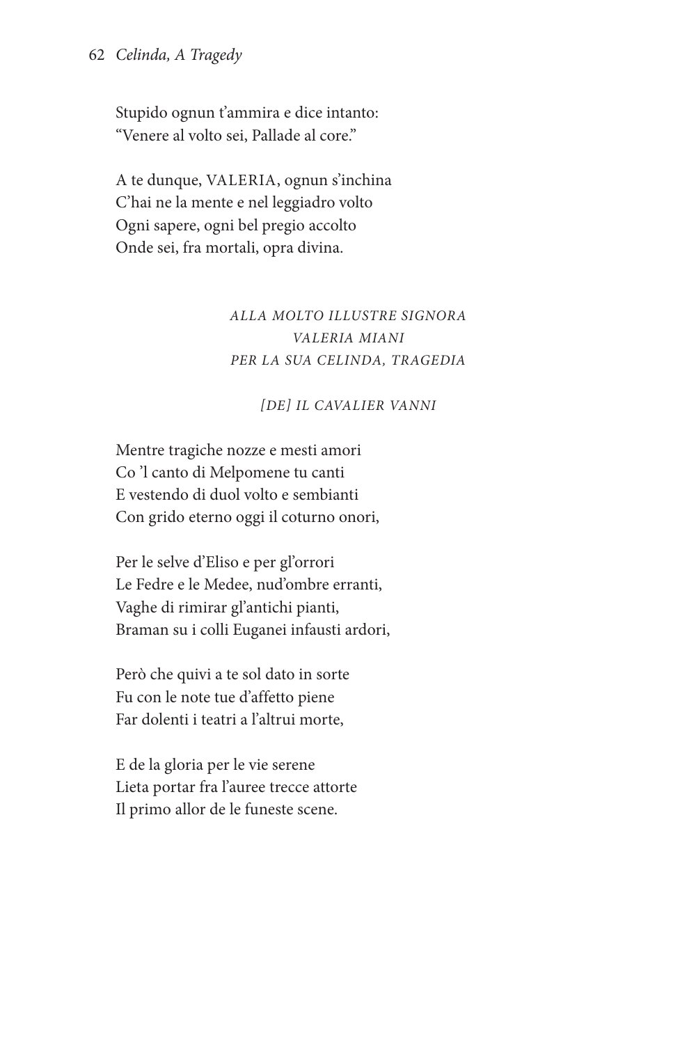Stupido ognun t'ammira e dice intanto:
"Venere al volto sei, Pallade al core."

A te dunque, VALERIA, ognun s'inchina
C'hai ne la mente e nel leggiadro volto
Ogni sapere, ogni bel pregio accolto
Onde sei, fra mortali, opra divina.

*ALLA MOLTO ILLUSTRE SIGNORA*
*VALERIA MIANI*
*PER LA SUA CELINDA, TRAGEDIA*

*[DE] IL CAVALIER VANNI*

Mentre tragiche nozze e mesti amori
Co 'l canto di Melpomene tu canti
E vestendo di duol volto e sembianti
Con grido eterno oggi il coturno onori,

Per le selve d'Eliso e per gl'orrori
Le Fedre e le Medee, nud'ombre erranti,
Vaghe di rimirar gl'antichi pianti,
Braman su i colli Euganei infausti ardori,

Però che quivi a te sol dato in sorte
Fu con le note tue d'affetto piene
Far dolenti i teatri a l'altrui morte,

E de la gloria per le vie serene
Lieta portar fra l'auree trecce attorte
Il primo allor de le funeste scene.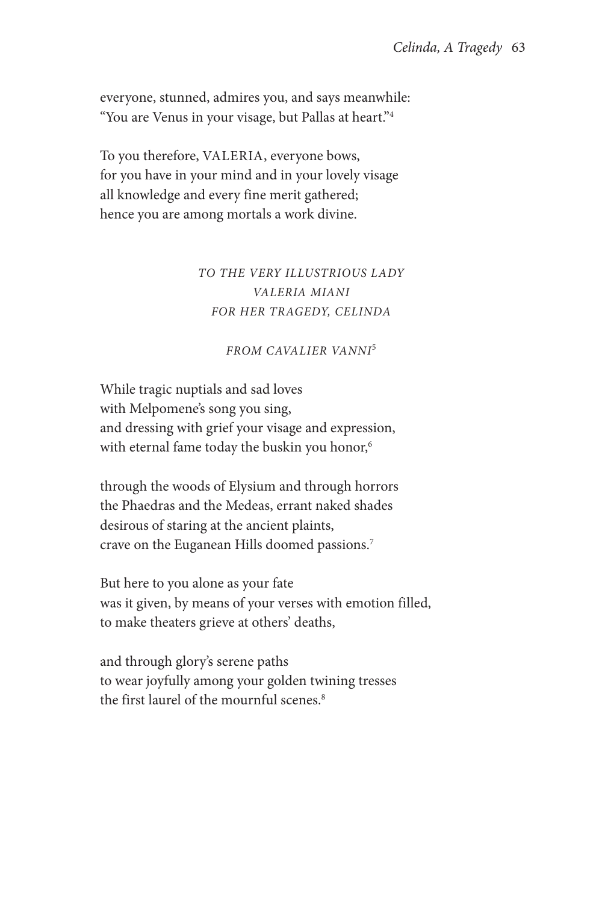everyone, stunned, admires you, and says meanwhile:
"You are Venus in your visage, but Pallas at heart."[4]

To you therefore, VALERIA, everyone bows,
for you have in your mind and in your lovely visage
all knowledge and every fine merit gathered;
hence you are among mortals a work divine.

*TO THE VERY ILLUSTRIOUS LADY*
*VALERIA MIANI*
*FOR HER TRAGEDY, CELINDA*

*FROM CAVALIER VANNI*[5]

While tragic nuptials and sad loves
with Melpomene's song you sing,
and dressing with grief your visage and expression,
with eternal fame today the buskin you honor,[6]

through the woods of Elysium and through horrors
the Phaedras and the Medeas, errant naked shades
desirous of staring at the ancient plaints,
crave on the Euganean Hills doomed passions.[7]

But here to you alone as your fate
was it given, by means of your verses with emotion filled,
to make theaters grieve at others' deaths,

and through glory's serene paths
to wear joyfully among your golden twining tresses
the first laurel of the mournful scenes.[8]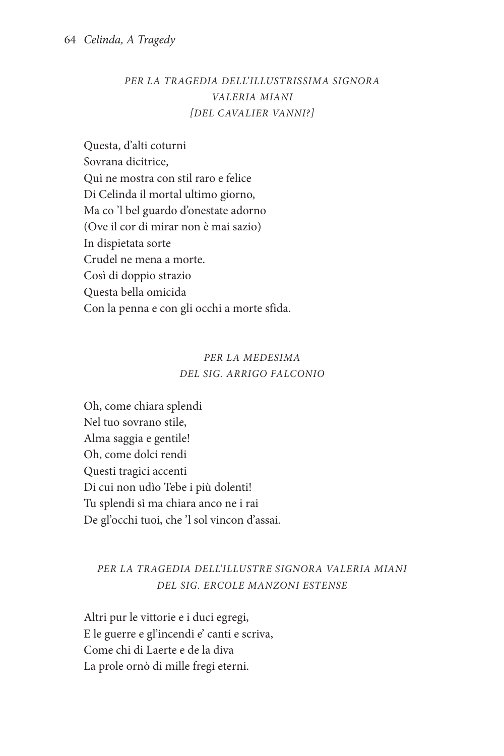*PER LA TRAGEDIA DELL'ILLUSTRISSIMA SIGNORA*
*VALERIA MIANI*
*[DEL CAVALIER VANNI?]*

Questa, d'alti coturni
Sovrana dicitrice,
Quì ne mostra con stil raro e felice
Di Celinda il mortal ultimo giorno,
Ma co 'l bel guardo d'onestate adorno
(Ove il cor di mirar non è mai sazio)
In dispietata sorte
Crudel ne mena a morte.
Così di doppio strazio
Questa bella omicida
Con la penna e con gli occhi a morte sfida.

*PER LA MEDESIMA*
*DEL SIG. ARRIGO FALCONIO*

Oh, come chiara splendi
Nel tuo sovrano stile,
Alma saggia e gentile!
Oh, come dolci rendi
Questi tragici accenti
Di cui non udìo Tebe i più dolenti!
Tu splendi sì ma chiara anco ne i rai
De gl'occhi tuoi, che 'l sol vincon d'assai.

*PER LA TRAGEDIA DELL'ILLUSTRE SIGNORA VALERIA MIANI*
*DEL SIG. ERCOLE MANZONI ESTENSE*

Altri pur le vittorie e i duci egregi,
E le guerre e gl'incendi e' canti e scriva,
Come chi di Laerte e de la diva
La prole ornò di mille fregi eterni.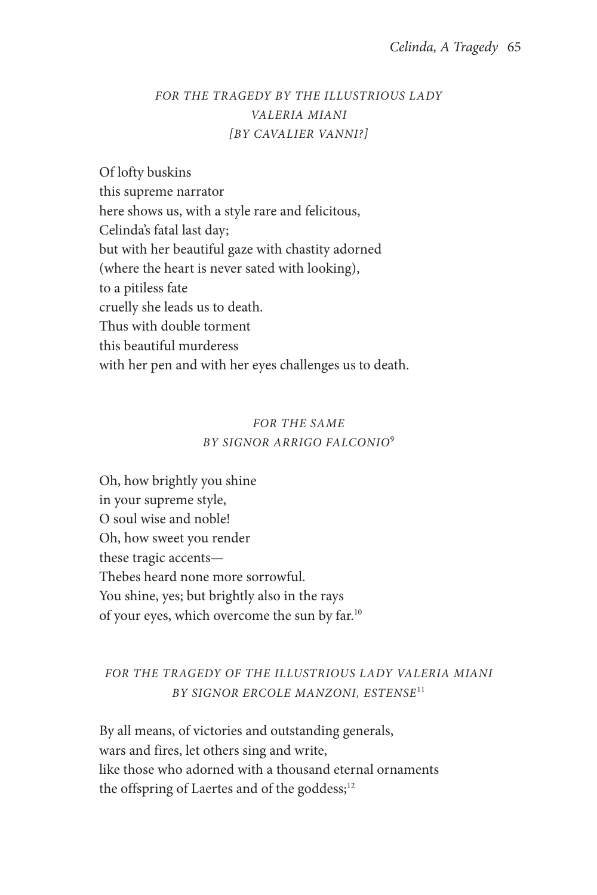### *FOR THE TRAGEDY BY THE ILLUSTRIOUS LADY VALERIA MIANI [BY CAVALIER VANNI?]*

Of lofty buskins
this supreme narrator
here shows us, with a style rare and felicitous,
Celinda's fatal last day;
but with her beautiful gaze with chastity adorned
(where the heart is never sated with looking),
to a pitiless fate
cruelly she leads us to death.
Thus with double torment
this beautiful murderess
with her pen and with her eyes challenges us to death.

### *FOR THE SAME BY SIGNOR ARRIGO FALCONIO*[9]

Oh, how brightly you shine
in your supreme style,
O soul wise and noble!
Oh, how sweet you render
these tragic accents—
Thebes heard none more sorrowful.
You shine, yes; but brightly also in the rays
of your eyes, which overcome the sun by far.[10]

### *FOR THE TRAGEDY OF THE ILLUSTRIOUS LADY VALERIA MIANI BY SIGNOR ERCOLE MANZONI, ESTENSE*[11]

By all means, of victories and outstanding generals,
wars and fires, let others sing and write,
like those who adorned with a thousand eternal ornaments
the offspring of Laertes and of the goddess;[12]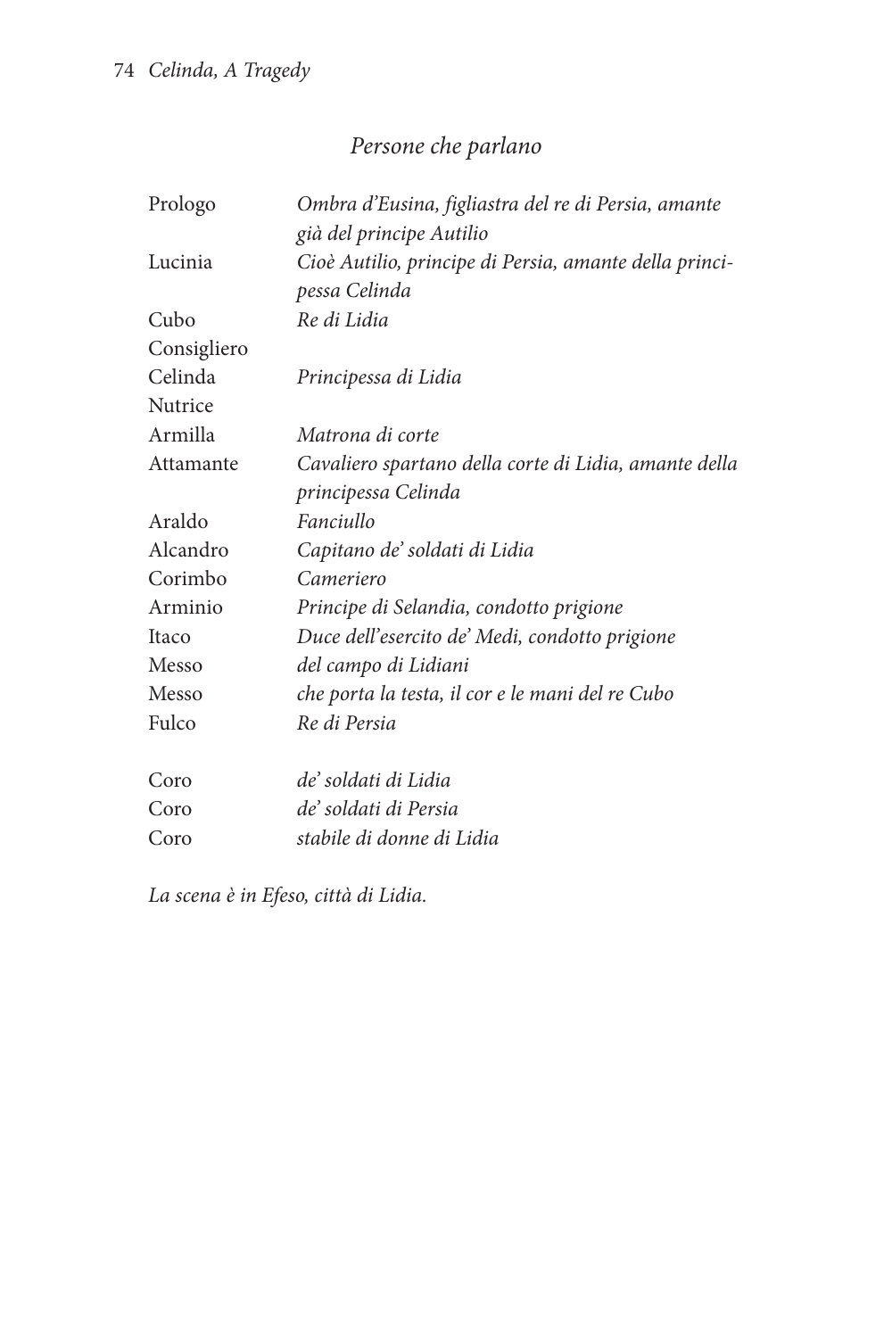## *Persone che parlano*

| | |
|---|---|
| Prologo | *Ombra d'Eusina, figliastra del re di Persia, amante già del principe Autilio* |
| Lucinia | *Cioè Autilio, principe di Persia, amante della principessa Celinda* |
| Cubo | *Re di Lidia* |
| Consigliero | |
| Celinda | *Principessa di Lidia* |
| Nutrice | |
| Armilla | *Matrona di corte* |
| Attamante | *Cavaliero spartano della corte di Lidia, amante della principessa Celinda* |
| Araldo | *Fanciullo* |
| Alcandro | *Capitano de' soldati di Lidia* |
| Corimbo | *Cameriero* |
| Arminio | *Principe di Selandia, condotto prigione* |
| Itaco | *Duce dell'esercito de' Medi, condotto prigione* |
| Messo | *del campo di Lidiani* |
| Messo | *che porta la testa, il cor e le mani del re Cubo* |
| Fulco | *Re di Persia* |
| | |
| Coro | *de' soldati di Lidia* |
| Coro | *de' soldati di Persia* |
| Coro | *stabile di donne di Lidia* |

*La scena è in Efeso, città di Lidia.*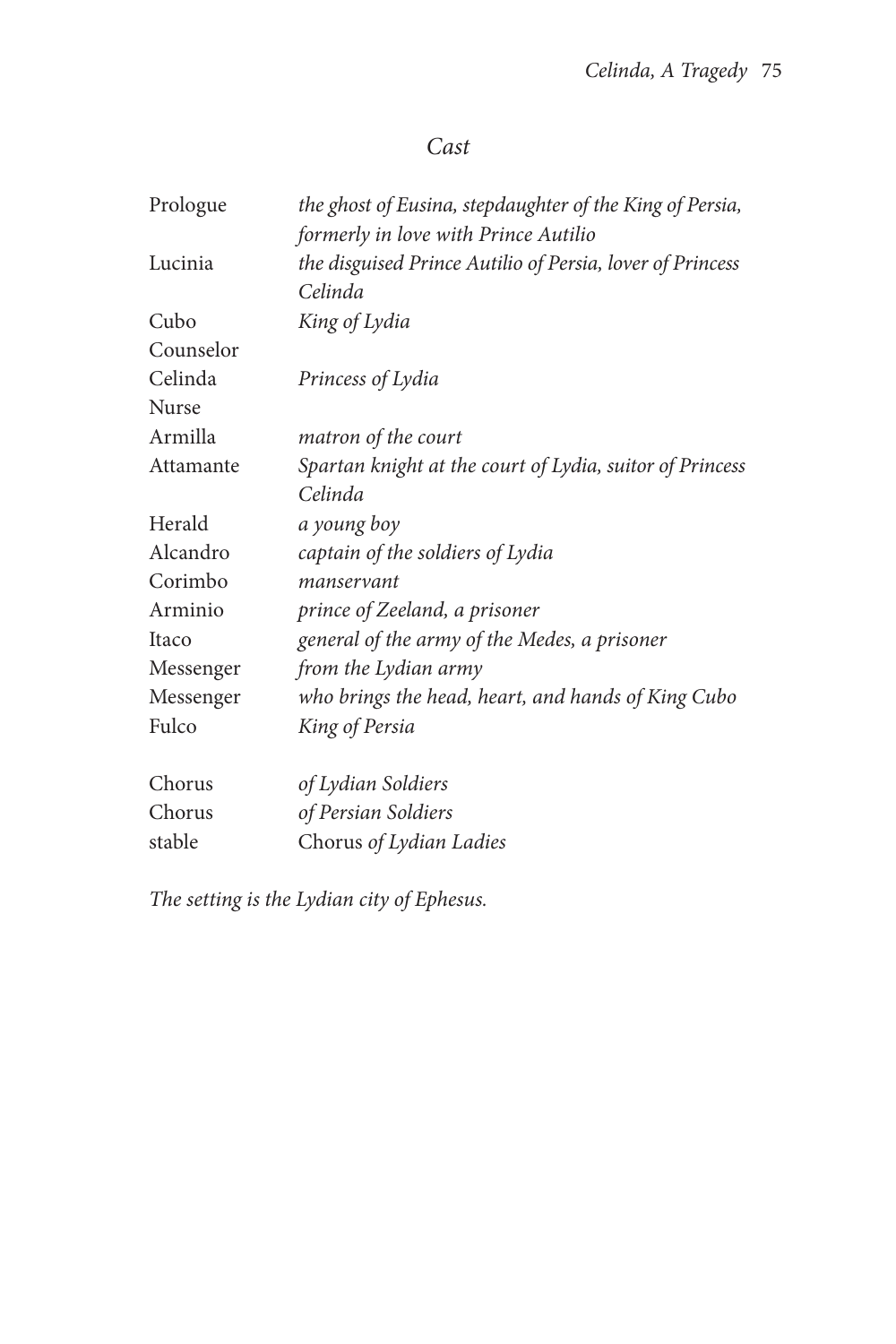## *Cast*

| | |
|---|---|
| Prologue | *the ghost of Eusina, stepdaughter of the King of Persia, formerly in love with Prince Autilio* |
| Lucinia | *the disguised Prince Autilio of Persia, lover of Princess Celinda* |
| Cubo | *King of Lydia* |
| Counselor | |
| Celinda | *Princess of Lydia* |
| Nurse | |
| Armilla | *matron of the court* |
| Attamante | *Spartan knight at the court of Lydia, suitor of Princess Celinda* |
| Herald | *a young boy* |
| Alcandro | *captain of the soldiers of Lydia* |
| Corimbo | *manservant* |
| Arminio | *prince of Zeeland, a prisoner* |
| Itaco | *general of the army of the Medes, a prisoner* |
| Messenger | *from the Lydian army* |
| Messenger | *who brings the head, heart, and hands of King Cubo* |
| Fulco | *King of Persia* |
| | |
| Chorus | *of Lydian Soldiers* |
| Chorus | *of Persian Soldiers* |
| stable | Chorus *of Lydian Ladies* |

*The setting is the Lydian city of Ephesus.*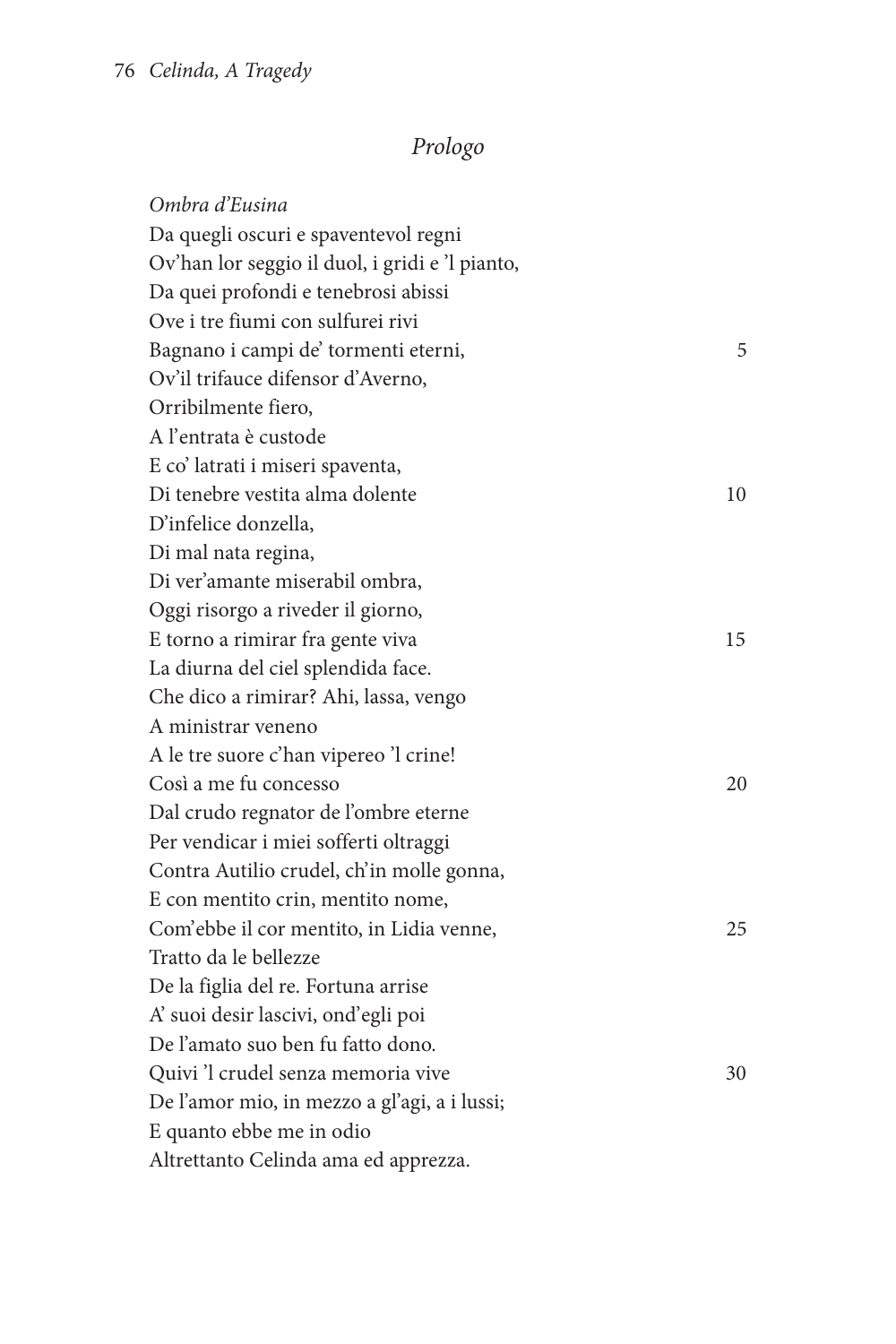## *Prologo*

*Ombra d'Eusina*

Da quegli oscuri e spaventevol regni
Ov'han lor seggio il duol, i gridi e 'l pianto,
Da quei profondi e tenebrosi abissi
Ove i tre fiumi con sulfurei rivi
Bagnano i campi de' tormenti eterni, 5
Ov'il trifauce difensor d'Averno,
Orribilmente fiero,
A l'entrata è custode
E co' latrati i miseri spaventa,
Di tenebre vestita alma dolente 10
D'infelice donzella,
Di mal nata regina,
Di ver'amante miserabil ombra,
Oggi risorgo a riveder il giorno,
E torno a rimirar fra gente viva 15
La diurna del ciel splendida face.
Che dico a rimirar? Ahi, lassa, vengo
A ministrar veneno
A le tre suore c'han vipereo 'l crine!
Così a me fu concesso 20
Dal crudo regnator de l'ombre eterne
Per vendicar i miei sofferti oltraggi
Contra Autilio crudel, ch'in molle gonna,
E con mentito crin, mentito nome,
Com'ebbe il cor mentito, in Lidia venne, 25
Tratto da le bellezze
De la figlia del re. Fortuna arrise
A' suoi desir lascivi, ond'egli poi
De l'amato suo ben fu fatto dono.
Quivi 'l crudel senza memoria vive 30
De l'amor mio, in mezzo a gl'agi, a i lussi;
E quanto ebbe me in odio
Altrettanto Celinda ama ed apprezza.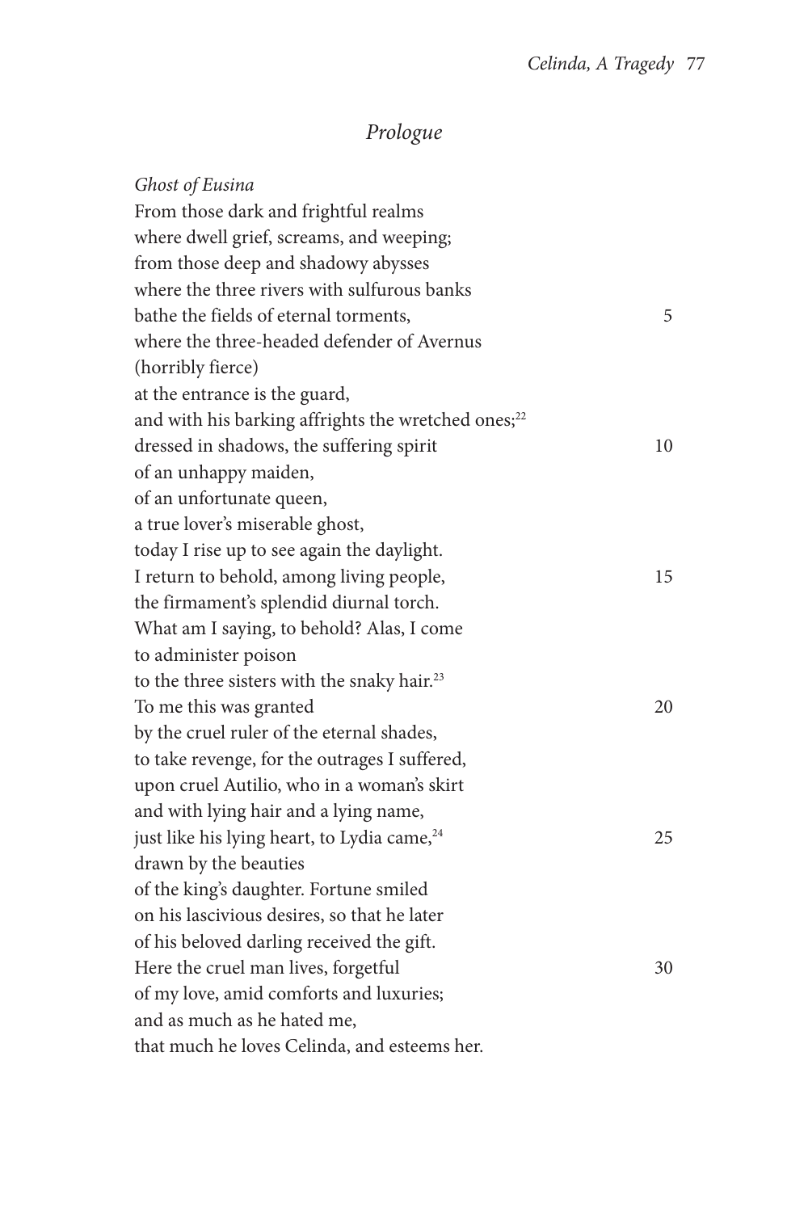## *Prologue*

*Ghost of Eusina*

From those dark and frightful realms
where dwell grief, screams, and weeping;
from those deep and shadowy abysses
where the three rivers with sulfurous banks
bathe the fields of eternal torments, 5
where the three-headed defender of Avernus
(horribly fierce)
at the entrance is the guard,
and with his barking affrights the wretched ones;[22]
dressed in shadows, the suffering spirit 10
of an unhappy maiden,
of an unfortunate queen,
a true lover's miserable ghost,
today I rise up to see again the daylight.
I return to behold, among living people, 15
the firmament's splendid diurnal torch.
What am I saying, to behold? Alas, I come
to administer poison
to the three sisters with the snaky hair.[23]
To me this was granted 20
by the cruel ruler of the eternal shades,
to take revenge, for the outrages I suffered,
upon cruel Autilio, who in a woman's skirt
and with lying hair and a lying name,
just like his lying heart, to Lydia came,[24] 25
drawn by the beauties
of the king's daughter. Fortune smiled
on his lascivious desires, so that he later
of his beloved darling received the gift.
Here the cruel man lives, forgetful 30
of my love, amid comforts and luxuries;
and as much as he hated me,
that much he loves Celinda, and esteems her.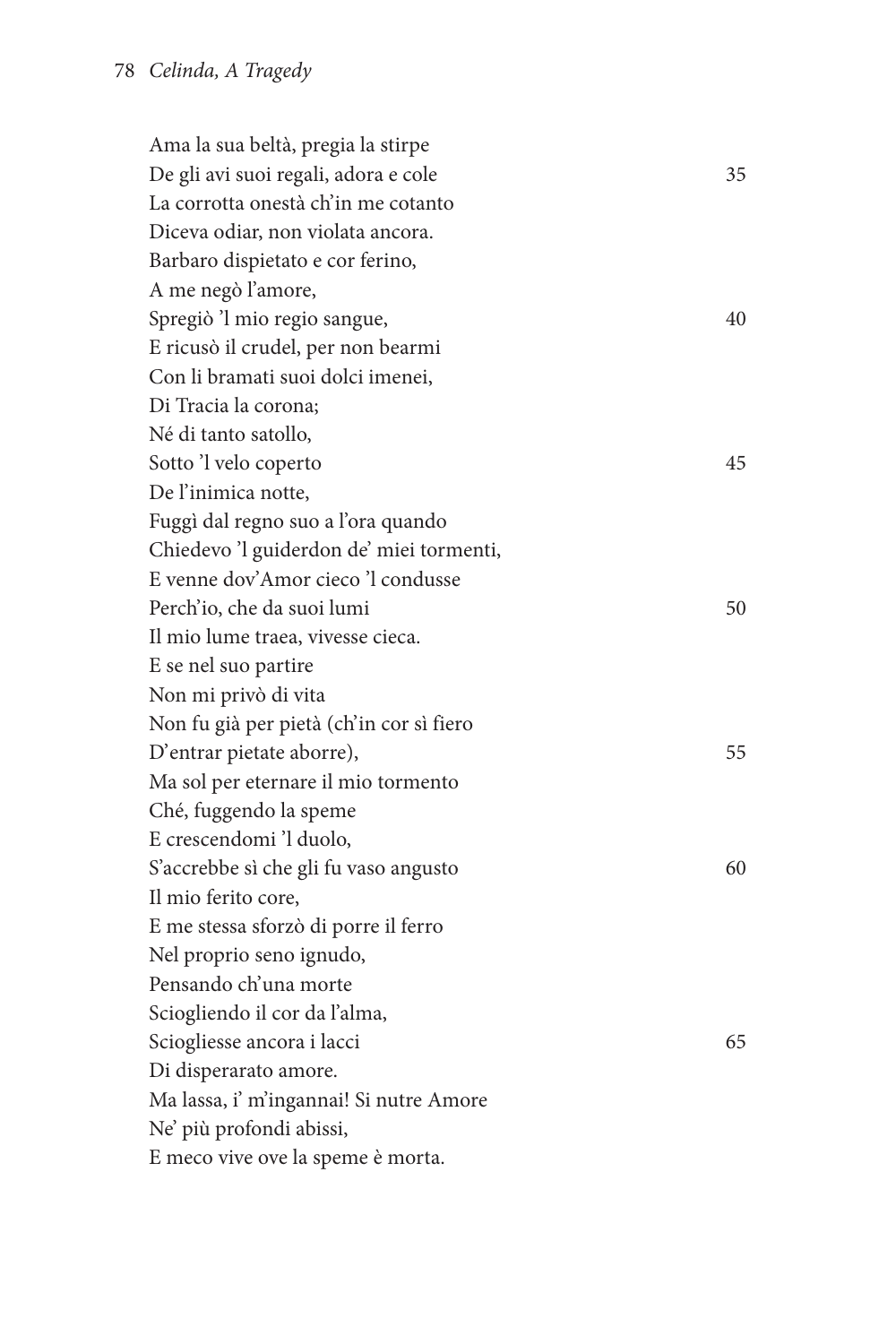Ama la sua beltà, pregia la stirpe  
De gli avi suoi regali, adora e cole 35  
La corrotta onestà ch'in me cotanto  
Diceva odiar, non violata ancora.  
Barbaro dispietato e cor ferino,  
A me negò l'amore,  
Spregiò 'l mio regio sangue, 40  
E ricusò il crudel, per non bearmi  
Con li bramati suoi dolci imenei,  
Di Tracia la corona;  
Né di tanto satollo,  
Sotto 'l velo coperto 45  
De l'inimica notte,  
Fuggì dal regno suo a l'ora quando  
Chiedevo 'l guiderdon de' miei tormenti,  
E venne dov'Amor cieco 'l condusse  
Perch'io, che da suoi lumi 50  
Il mio lume traea, vivesse cieca.  
E se nel suo partire  
Non mi privò di vita  
Non fu già per pietà (ch'in cor sì fiero  
D'entrar pietate aborre), 55  
Ma sol per eternare il mio tormento  
Ché, fuggendo la speme  
E crescendomi 'l duolo,  
S'accrebbe sì che gli fu vaso angusto 60  
Il mio ferito core,  
E me stessa sforzò di porre il ferro  
Nel proprio seno ignudo,  
Pensando ch'una morte  
Sciogliendo il cor da l'alma,  
Sciogliesse ancora i lacci 65  
Di disperarato amore.  
Ma lassa, i' m'ingannai! Si nutre Amore  
Ne' più profondi abissi,  
E meco vive ove la speme è morta.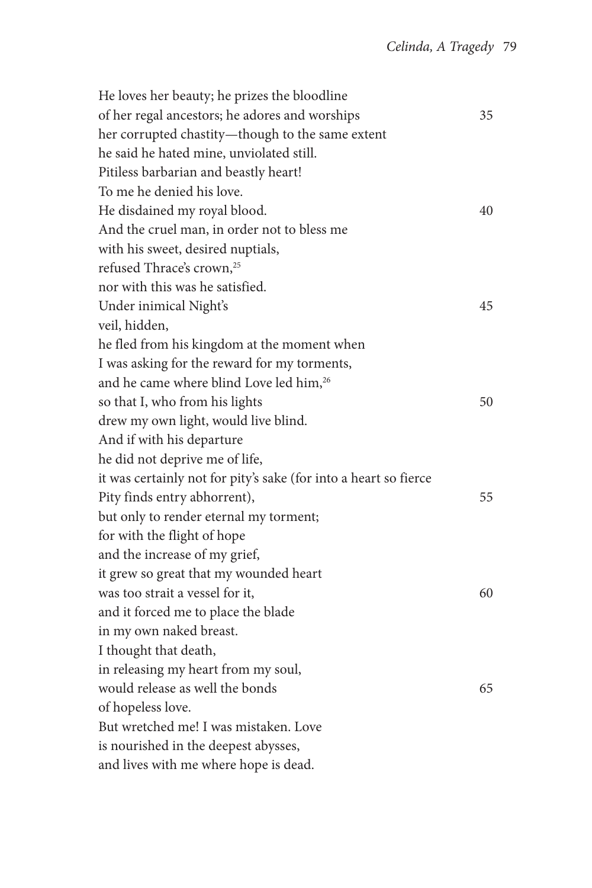He loves her beauty; he prizes the bloodline
of her regal ancestors; he adores and worships 35
her corrupted chastity—though to the same extent
he said he hated mine, unviolated still.
Pitiless barbarian and beastly heart!
To me he denied his love.
He disdained my royal blood. 40
And the cruel man, in order not to bless me
with his sweet, desired nuptials,
refused Thrace's crown,[25]
nor with this was he satisfied.
Under inimical Night's 45
veil, hidden,
he fled from his kingdom at the moment when
I was asking for the reward for my torments,
and he came where blind Love led him,[26]
so that I, who from his lights 50
drew my own light, would live blind.
And if with his departure
he did not deprive me of life,
it was certainly not for pity's sake (for into a heart so fierce
Pity finds entry abhorrent), 55
but only to render eternal my torment;
for with the flight of hope
and the increase of my grief,
it grew so great that my wounded heart
was too strait a vessel for it, 60
and it forced me to place the blade
in my own naked breast.
I thought that death,
in releasing my heart from my soul,
would release as well the bonds 65
of hopeless love.
But wretched me! I was mistaken. Love
is nourished in the deepest abysses,
and lives with me where hope is dead.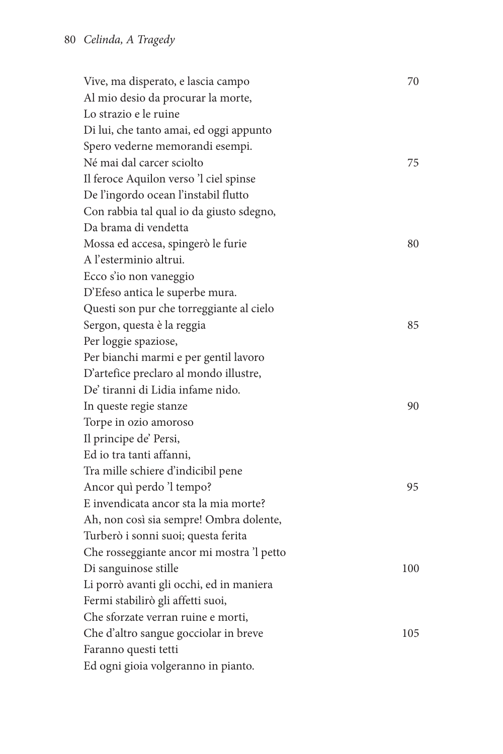Vive, ma disperato, e lascia campo 70
Al mio desio da procurar la morte,
Lo strazio e le ruine
Di lui, che tanto amai, ed oggi appunto
Spero vederne memorandi esempi.
Né mai dal carcer sciolto 75
Il feroce Aquilon verso 'l ciel spinse
De l'ingordo ocean l'instabil flutto
Con rabbia tal qual io da giusto sdegno,
Da brama di vendetta
Mossa ed accesa, spingerò le furie 80
A l'esterminio altrui.
Ecco s'io non vaneggio
D'Efeso antica le superbe mura.
Questi son pur che torreggiante al cielo
Sergon, questa è la reggia 85
Per loggie spaziose,
Per bianchi marmi e per gentil lavoro
D'artefice preclaro al mondo illustre,
De' tiranni di Lidia infame nido.
In queste regie stanze 90
Torpe in ozio amoroso
Il principe de' Persi,
Ed io tra tanti affanni,
Tra mille schiere d'indicibil pene
Ancor quì perdo 'l tempo? 95
E invendicata ancor sta la mia morte?
Ah, non così sia sempre! Ombra dolente,
Turberò i sonni suoi; questa ferita
Che rosseggiante ancor mi mostra 'l petto
Di sanguinose stille 100
Li porrò avanti gli occhi, ed in maniera
Fermi stabilirò gli affetti suoi,
Che sforzate verran ruine e morti,
Che d'altro sangue gocciolar in breve 105
Faranno questi tetti
Ed ogni gioia volgeranno in pianto.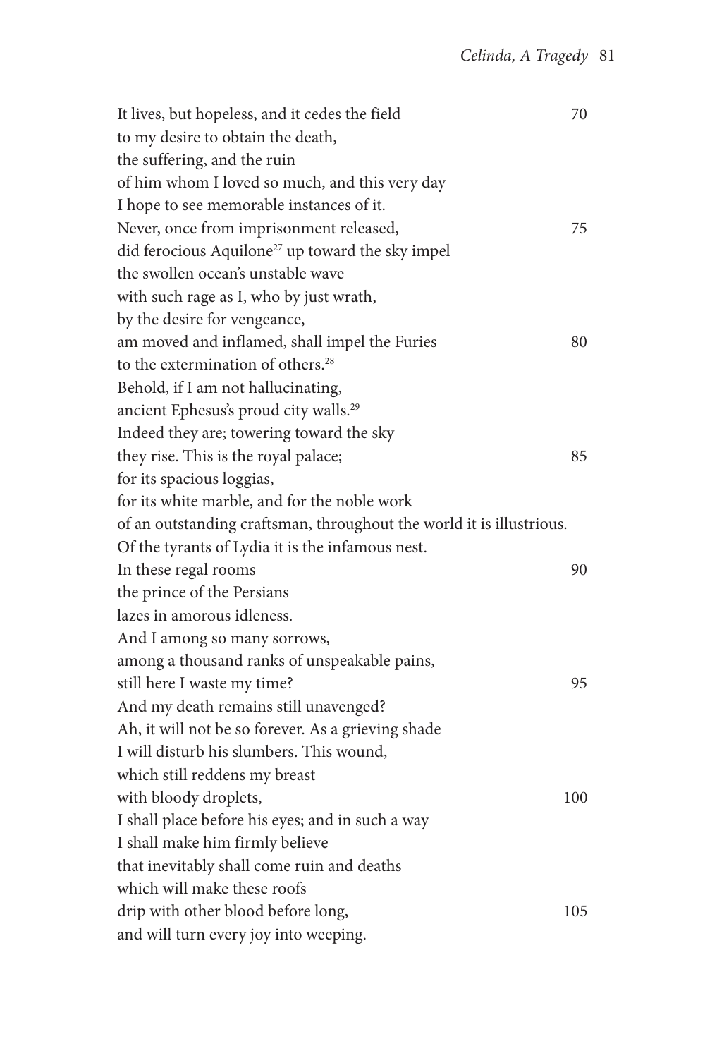It lives, but hopeless, and it cedes the field 70
to my desire to obtain the death,
the suffering, and the ruin
of him whom I loved so much, and this very day
I hope to see memorable instances of it.
Never, once from imprisonment released, 75
did ferocious Aquilone[27] up toward the sky impel
the swollen ocean's unstable wave
with such rage as I, who by just wrath,
by the desire for vengeance,
am moved and inflamed, shall impel the Furies 80
to the extermination of others.[28]
Behold, if I am not hallucinating,
ancient Ephesus's proud city walls.[29]
Indeed they are; towering toward the sky
they rise. This is the royal palace; 85
for its spacious loggias,
for its white marble, and for the noble work
of an outstanding craftsman, throughout the world it is illustrious.
Of the tyrants of Lydia it is the infamous nest.
In these regal rooms 90
the prince of the Persians
lazes in amorous idleness.
And I among so many sorrows,
among a thousand ranks of unspeakable pains,
still here I waste my time? 95
And my death remains still unavenged?
Ah, it will not be so forever. As a grieving shade
I will disturb his slumbers. This wound,
which still reddens my breast
with bloody droplets, 100
I shall place before his eyes; and in such a way
I shall make him firmly believe
that inevitably shall come ruin and deaths
which will make these roofs
drip with other blood before long, 105
and will turn every joy into weeping.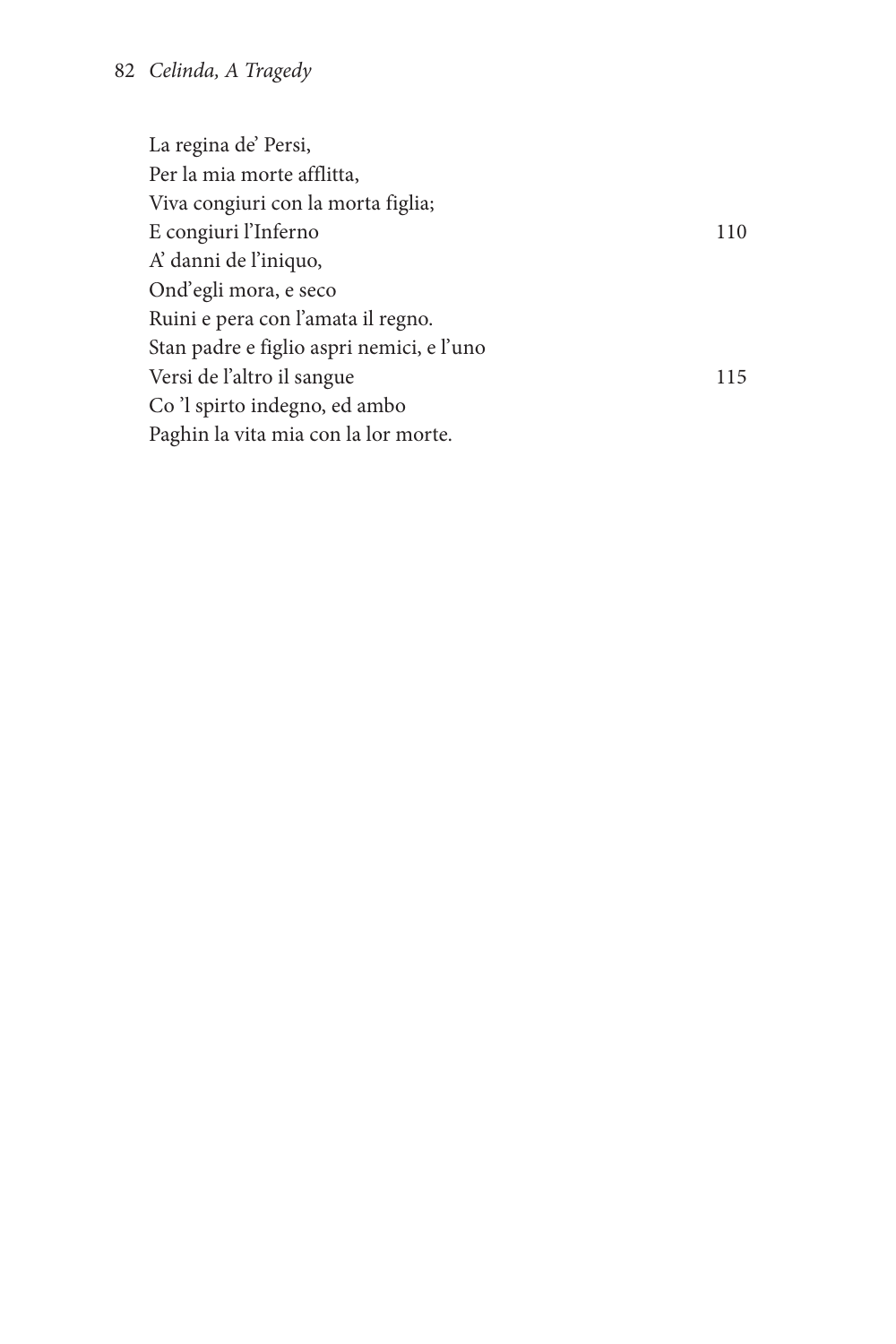La regina de' Persi,  
Per la mia morte afflitta,  
Viva congiuri con la morta figlia;  
E congiuri l'Inferno 110  
A' danni de l'iniquo,  
Ond'egli mora, e seco  
Ruini e pera con l'amata il regno.  
Stan padre e figlio aspri nemici, e l'uno  
Versi de l'altro il sangue 115  
Co 'l spirto indegno, ed ambo  
Paghin la vita mia con la lor morte.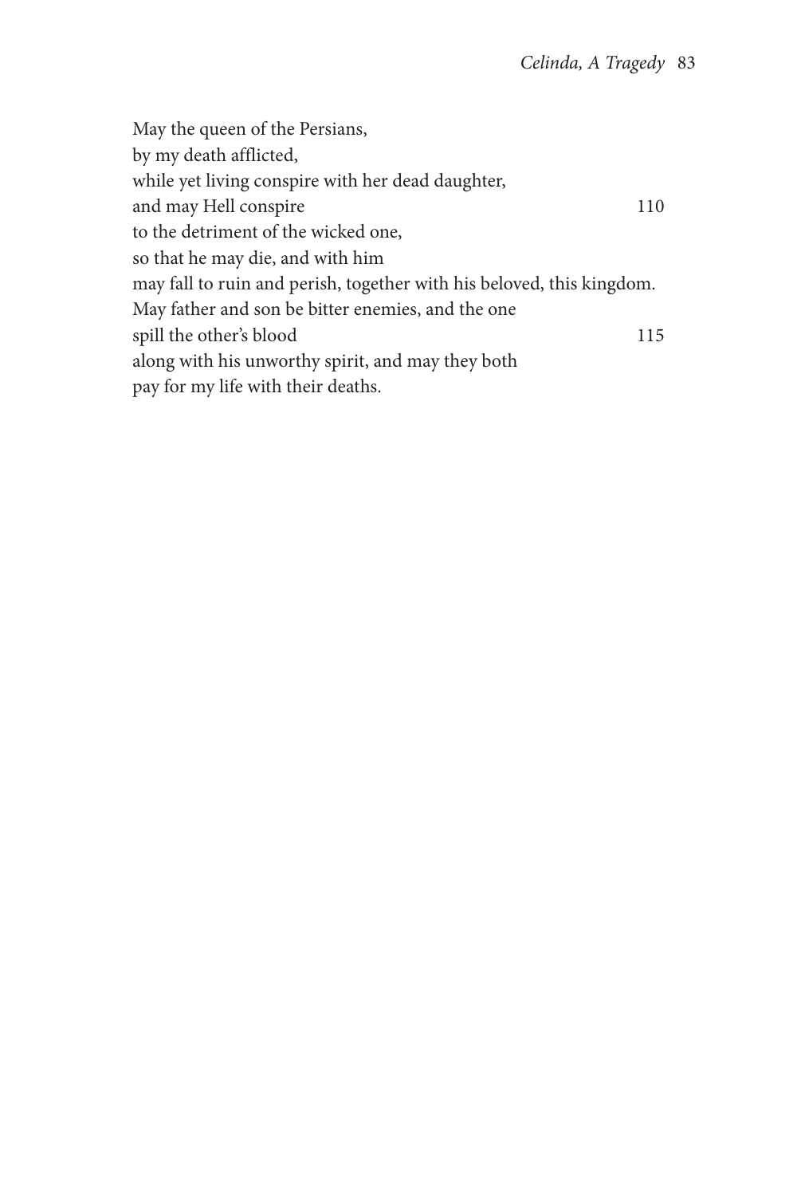May the queen of the Persians,  
by my death afflicted,  
while yet living conspire with her dead daughter,  
and may Hell conspire 110  
to the detriment of the wicked one,  
so that he may die, and with him  
may fall to ruin and perish, together with his beloved, this kingdom.  
May father and son be bitter enemies, and the one  
spill the other's blood 115  
along with his unworthy spirit, and may they both  
pay for my life with their deaths.